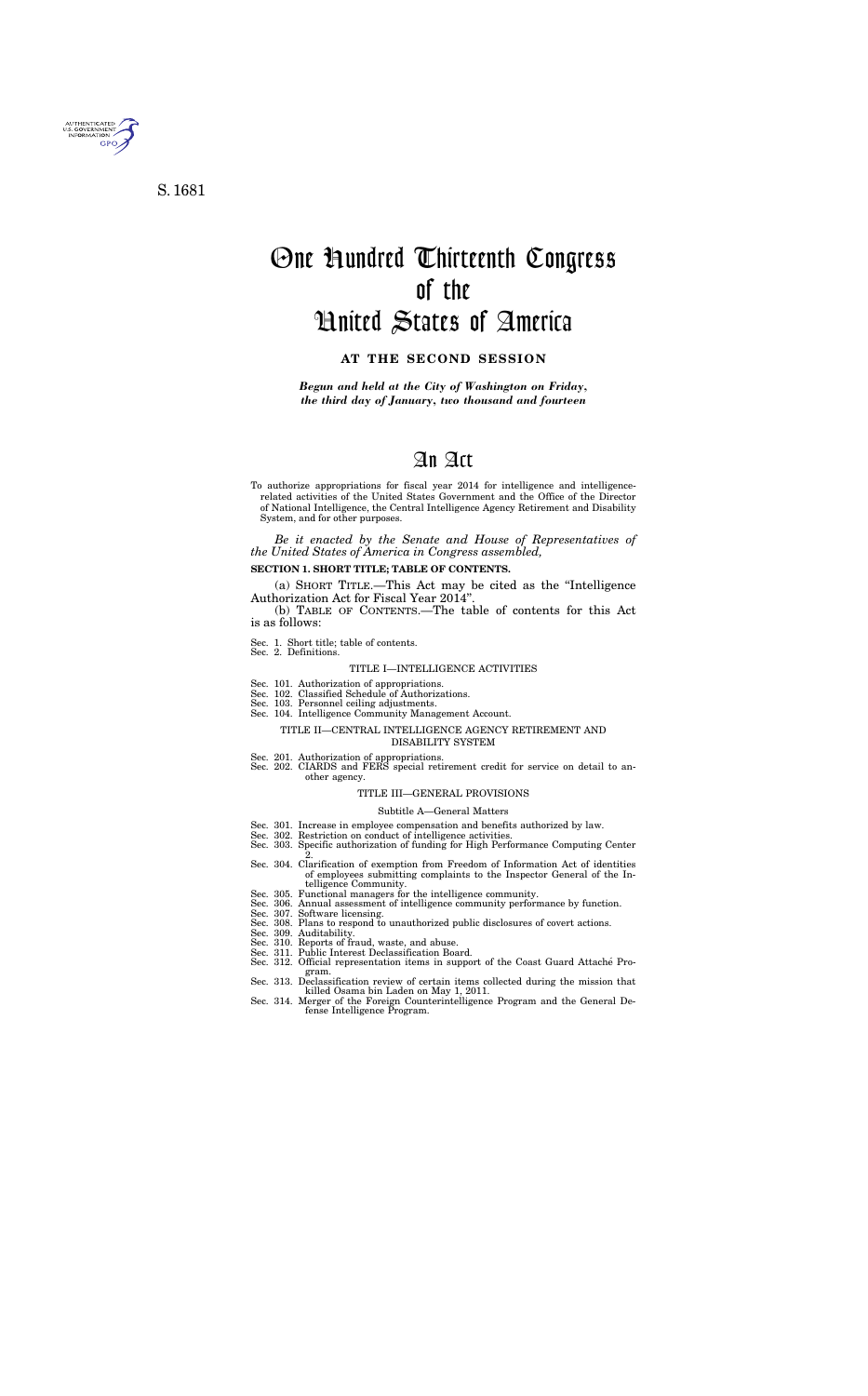S. 1681

# One Hundred Thirteenth Congress of the United States of America

**AT THE SECOND SESSION**

*Begun and held at the City of Washington on Friday, the third day of January, two thousand and fourteen*

# An Act

To authorize appropriations for fiscal year 2014 for intelligence and intelligence-related activities of the United States Government and the Office of the Director of National Intelligence, the Central Intelligence Agency Retirement and Disability System, and for other purposes.

*Be it enacted by the Senate and House of Representatives of the United States of America in Congress assembled,*

**SECTION 1. SHORT TITLE; TABLE OF CONTENTS.**

(a) SHORT TITLE.—This Act may be cited as the "Intelligence Authorization Act for Fiscal Year 2014".

(b) TABLE OF CONTENTS.—The table of contents for this Act is as follows:

Sec. 1. Short title; table of contents.
Sec. 2. Definitions.

TITLE I—INTELLIGENCE ACTIVITIES

Sec. 101. Authorization of appropriations.
Sec. 102. Classified Schedule of Authorizations.
Sec. 103. Personnel ceiling adjustments.
Sec. 104. Intelligence Community Management Account.

TITLE II—CENTRAL INTELLIGENCE AGENCY RETIREMENT AND DISABILITY SYSTEM

Sec. 201. Authorization of appropriations.
Sec. 202. CIARDS and FERS special retirement credit for service on detail to another agency.

TITLE III—GENERAL PROVISIONS

Subtitle A—General Matters

Sec. 301. Increase in employee compensation and benefits authorized by law.
Sec. 302. Restriction on conduct of intelligence activities.
Sec. 303. Specific authorization of funding for High Performance Computing Center 2.
Sec. 304. Clarification of exemption from Freedom of Information Act of identities of employees submitting complaints to the Inspector General of the Intelligence Community.
Sec. 305. Functional managers for the intelligence community.
Sec. 306. Annual assessment of intelligence community performance by function.
Sec. 307. Software licensing.
Sec. 308. Plans to respond to unauthorized public disclosures of covert actions.
Sec. 309. Auditability.
Sec. 310. Reports of fraud, waste, and abuse.
Sec. 311. Public Interest Declassification Board.
Sec. 312. Official representation items in support of the Coast Guard Attaché Program.
Sec. 313. Declassification review of certain items collected during the mission that killed Osama bin Laden on May 1, 2011.
Sec. 314. Merger of the Foreign Counterintelligence Program and the General Defense Intelligence Program.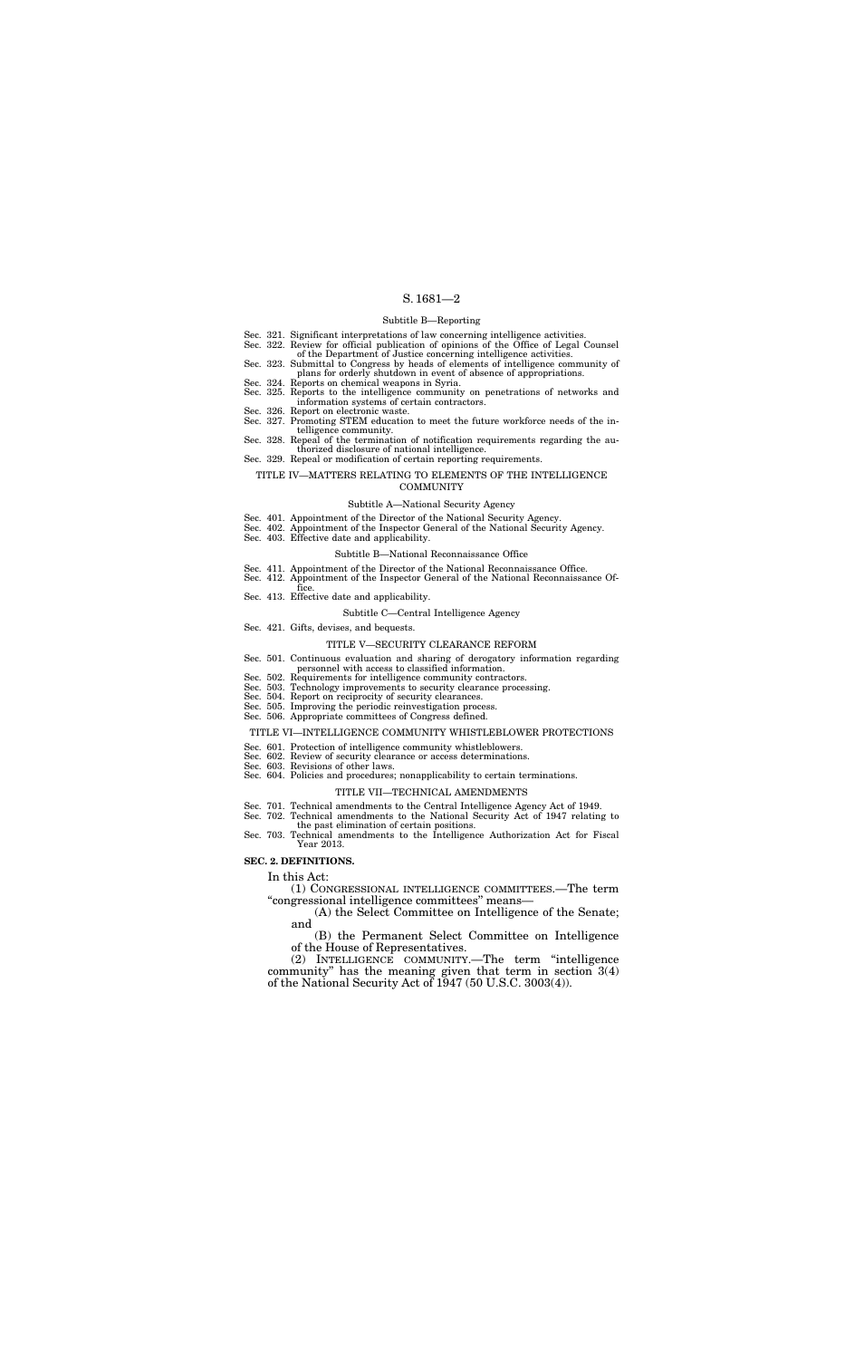### Subtitle B—Reporting

Sec. 321. Significant interpretations of law concerning intelligence activities.
Sec. 322. Review for official publication of opinions of the Office of Legal Counsel of the Department of Justice concerning intelligence activities.
Sec. 323. Submittal to Congress by heads of elements of intelligence community of plans for orderly shutdown in event of absence of appropriations.
Sec. 324. Reports on chemical weapons in Syria.
Sec. 325. Reports to the intelligence community on penetrations of networks and information systems of certain contractors.
Sec. 326. Report on electronic waste.
Sec. 327. Promoting STEM education to meet the future workforce needs of the intelligence community.
Sec. 328. Repeal of the termination of notification requirements regarding the authorized disclosure of national intelligence.
Sec. 329. Repeal or modification of certain reporting requirements.

## TITLE IV—MATTERS RELATING TO ELEMENTS OF THE INTELLIGENCE COMMUNITY

### Subtitle A—National Security Agency

Sec. 401. Appointment of the Director of the National Security Agency.
Sec. 402. Appointment of the Inspector General of the National Security Agency.
Sec. 403. Effective date and applicability.

### Subtitle B—National Reconnaissance Office

Sec. 411. Appointment of the Director of the National Reconnaissance Office.
Sec. 412. Appointment of the Inspector General of the National Reconnaissance Office.
Sec. 413. Effective date and applicability.

### Subtitle C—Central Intelligence Agency

Sec. 421. Gifts, devises, and bequests.

## TITLE V—SECURITY CLEARANCE REFORM

Sec. 501. Continuous evaluation and sharing of derogatory information regarding personnel with access to classified information.
Sec. 502. Requirements for intelligence community contractors.
Sec. 503. Technology improvements to security clearance processing.
Sec. 504. Report on reciprocity of security clearances.
Sec. 505. Improving the periodic reinvestigation process.
Sec. 506. Appropriate committees of Congress defined.

## TITLE VI—INTELLIGENCE COMMUNITY WHISTLEBLOWER PROTECTIONS

Sec. 601. Protection of intelligence community whistleblowers.
Sec. 602. Review of security clearance or access determinations.
Sec. 603. Revisions of other laws.
Sec. 604. Policies and procedures; nonapplicability to certain terminations.

## TITLE VII—TECHNICAL AMENDMENTS

Sec. 701. Technical amendments to the Central Intelligence Agency Act of 1949.
Sec. 702. Technical amendments to the National Security Act of 1947 relating to the past elimination of certain positions.
Sec. 703. Technical amendments to the Intelligence Authorization Act for Fiscal Year 2013.

**SEC. 2. DEFINITIONS.**

In this Act:

(1) CONGRESSIONAL INTELLIGENCE COMMITTEES.—The term "congressional intelligence committees" means—

(A) the Select Committee on Intelligence of the Senate; and

(B) the Permanent Select Committee on Intelligence of the House of Representatives.

(2) INTELLIGENCE COMMUNITY.—The term "intelligence community" has the meaning given that term in section 3(4) of the National Security Act of 1947 (50 U.S.C. 3003(4)).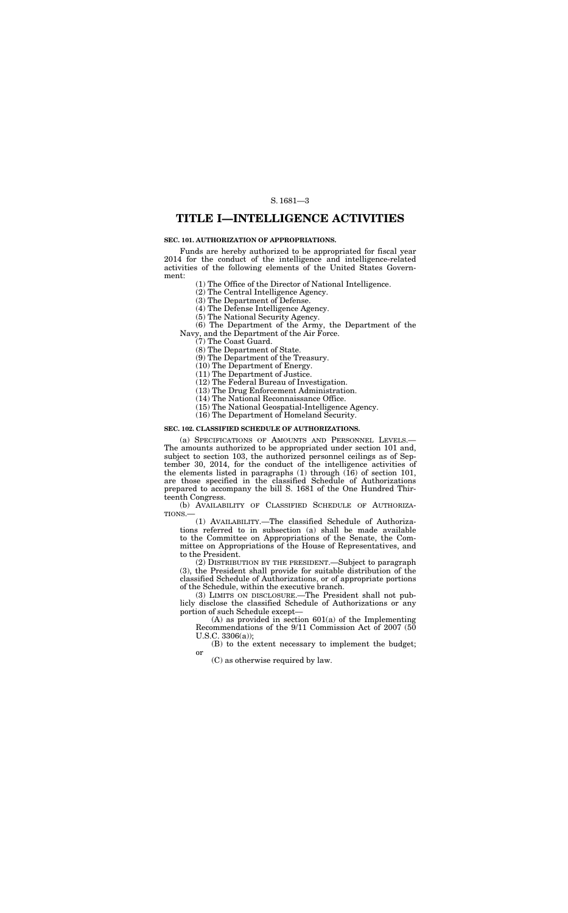# TITLE I—INTELLIGENCE ACTIVITIES

### SEC. 101. AUTHORIZATION OF APPROPRIATIONS.

Funds are hereby authorized to be appropriated for fiscal year 2014 for the conduct of the intelligence and intelligence-related activities of the following elements of the United States Government:

(1) The Office of the Director of National Intelligence.

(2) The Central Intelligence Agency.

(3) The Department of Defense.

(4) The Defense Intelligence Agency.

(5) The National Security Agency.

(6) The Department of the Army, the Department of the Navy, and the Department of the Air Force.

(7) The Coast Guard.

(8) The Department of State.

(9) The Department of the Treasury.

(10) The Department of Energy.

(11) The Department of Justice.

(12) The Federal Bureau of Investigation.

(13) The Drug Enforcement Administration.

(14) The National Reconnaissance Office.

(15) The National Geospatial-Intelligence Agency.

(16) The Department of Homeland Security.

### SEC. 102. CLASSIFIED SCHEDULE OF AUTHORIZATIONS.

(a) SPECIFICATIONS OF AMOUNTS AND PERSONNEL LEVELS.—The amounts authorized to be appropriated under section 101 and, subject to section 103, the authorized personnel ceilings as of September 30, 2014, for the conduct of the intelligence activities of the elements listed in paragraphs (1) through (16) of section 101, are those specified in the classified Schedule of Authorizations prepared to accompany the bill S. 1681 of the One Hundred Thirteenth Congress.

(b) AVAILABILITY OF CLASSIFIED SCHEDULE OF AUTHORIZATIONS.—

(1) AVAILABILITY.—The classified Schedule of Authorizations referred to in subsection (a) shall be made available to the Committee on Appropriations of the Senate, the Committee on Appropriations of the House of Representatives, and to the President.

(2) DISTRIBUTION BY THE PRESIDENT.—Subject to paragraph (3), the President shall provide for suitable distribution of the classified Schedule of Authorizations, or of appropriate portions of the Schedule, within the executive branch.

(3) LIMITS ON DISCLOSURE.—The President shall not publicly disclose the classified Schedule of Authorizations or any portion of such Schedule except—

(A) as provided in section 601(a) of the Implementing Recommendations of the 9/11 Commission Act of 2007 (50 U.S.C. 3306(a));

(B) to the extent necessary to implement the budget; or

(C) as otherwise required by law.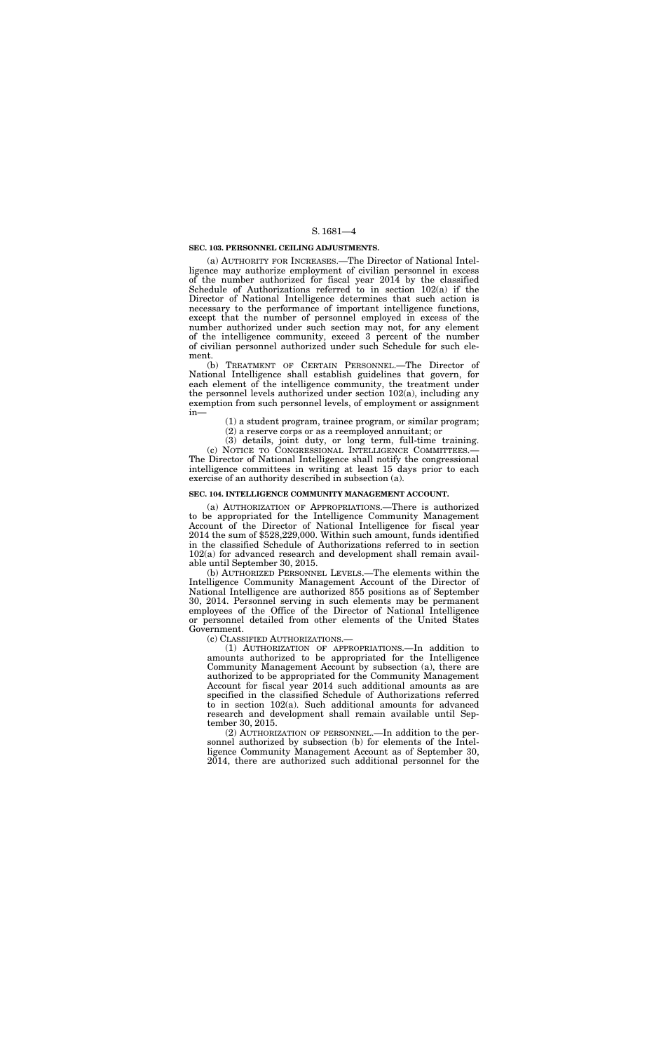**SEC. 103. PERSONNEL CEILING ADJUSTMENTS.**

(a) AUTHORITY FOR INCREASES.—The Director of National Intelligence may authorize employment of civilian personnel in excess of the number authorized for fiscal year 2014 by the classified Schedule of Authorizations referred to in section 102(a) if the Director of National Intelligence determines that such action is necessary to the performance of important intelligence functions, except that the number of personnel employed in excess of the number authorized under such section may not, for any element of the intelligence community, exceed 3 percent of the number of civilian personnel authorized under such Schedule for such element.

(b) TREATMENT OF CERTAIN PERSONNEL.—The Director of National Intelligence shall establish guidelines that govern, for each element of the intelligence community, the treatment under the personnel levels authorized under section 102(a), including any exemption from such personnel levels, of employment or assignment in—

(1) a student program, trainee program, or similar program;

(2) a reserve corps or as a reemployed annuitant; or

(3) details, joint duty, or long term, full-time training.

(c) NOTICE TO CONGRESSIONAL INTELLIGENCE COMMITTEES.—The Director of National Intelligence shall notify the congressional intelligence committees in writing at least 15 days prior to each exercise of an authority described in subsection (a).

**SEC. 104. INTELLIGENCE COMMUNITY MANAGEMENT ACCOUNT.**

(a) AUTHORIZATION OF APPROPRIATIONS.—There is authorized to be appropriated for the Intelligence Community Management Account of the Director of National Intelligence for fiscal year 2014 the sum of $528,229,000. Within such amount, funds identified in the classified Schedule of Authorizations referred to in section 102(a) for advanced research and development shall remain available until September 30, 2015.

(b) AUTHORIZED PERSONNEL LEVELS.—The elements within the Intelligence Community Management Account of the Director of National Intelligence are authorized 855 positions as of September 30, 2014. Personnel serving in such elements may be permanent employees of the Office of the Director of National Intelligence or personnel detailed from other elements of the United States Government.

(c) CLASSIFIED AUTHORIZATIONS.—

(1) AUTHORIZATION OF APPROPRIATIONS.—In addition to amounts authorized to be appropriated for the Intelligence Community Management Account by subsection (a), there are authorized to be appropriated for the Community Management Account for fiscal year 2014 such additional amounts as are specified in the classified Schedule of Authorizations referred to in section 102(a). Such additional amounts for advanced research and development shall remain available until September 30, 2015.

(2) AUTHORIZATION OF PERSONNEL.—In addition to the personnel authorized by subsection (b) for elements of the Intelligence Community Management Account as of September 30, 2014, there are authorized such additional personnel for the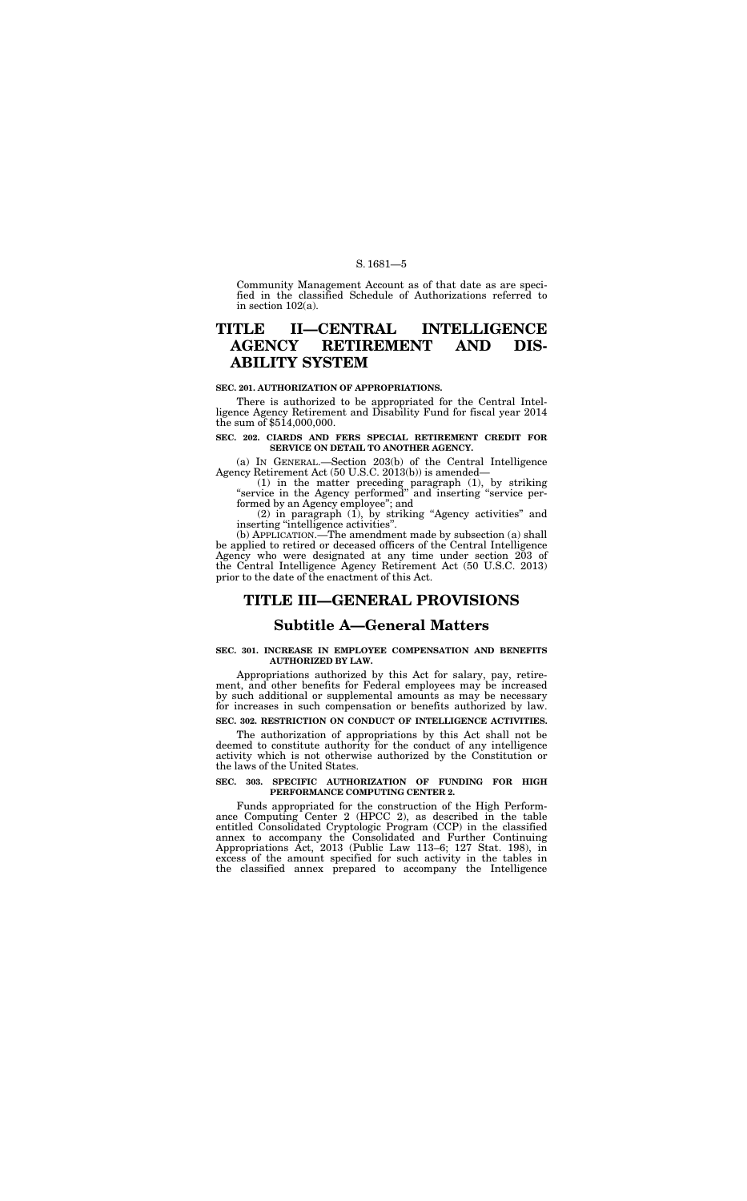Community Management Account as of that date as are specified in the classified Schedule of Authorizations referred to in section 102(a).

# TITLE II—CENTRAL INTELLIGENCE AGENCY RETIREMENT AND DISABILITY SYSTEM

### SEC. 201. AUTHORIZATION OF APPROPRIATIONS.

There is authorized to be appropriated for the Central Intelligence Agency Retirement and Disability Fund for fiscal year 2014 the sum of $514,000,000.

### SEC. 202. CIARDS AND FERS SPECIAL RETIREMENT CREDIT FOR SERVICE ON DETAIL TO ANOTHER AGENCY.

(a) IN GENERAL.—Section 203(b) of the Central Intelligence Agency Retirement Act (50 U.S.C. 2013(b)) is amended—

(1) in the matter preceding paragraph (1), by striking "service in the Agency performed" and inserting "service performed by an Agency employee"; and

(2) in paragraph (1), by striking "Agency activities" and inserting "intelligence activities".

(b) APPLICATION.—The amendment made by subsection (a) shall be applied to retired or deceased officers of the Central Intelligence Agency who were designated at any time under section 203 of the Central Intelligence Agency Retirement Act (50 U.S.C. 2013) prior to the date of the enactment of this Act.

# TITLE III—GENERAL PROVISIONS

## Subtitle A—General Matters

### SEC. 301. INCREASE IN EMPLOYEE COMPENSATION AND BENEFITS AUTHORIZED BY LAW.

Appropriations authorized by this Act for salary, pay, retirement, and other benefits for Federal employees may be increased by such additional or supplemental amounts as may be necessary for increases in such compensation or benefits authorized by law.

### SEC. 302. RESTRICTION ON CONDUCT OF INTELLIGENCE ACTIVITIES.

The authorization of appropriations by this Act shall not be deemed to constitute authority for the conduct of any intelligence activity which is not otherwise authorized by the Constitution or the laws of the United States.

### SEC. 303. SPECIFIC AUTHORIZATION OF FUNDING FOR HIGH PERFORMANCE COMPUTING CENTER 2.

Funds appropriated for the construction of the High Performance Computing Center 2 (HPCC 2), as described in the table entitled Consolidated Cryptologic Program (CCP) in the classified annex to accompany the Consolidated and Further Continuing Appropriations Act, 2013 (Public Law 113–6; 127 Stat. 198), in excess of the amount specified for such activity in the tables in the classified annex prepared to accompany the Intelligence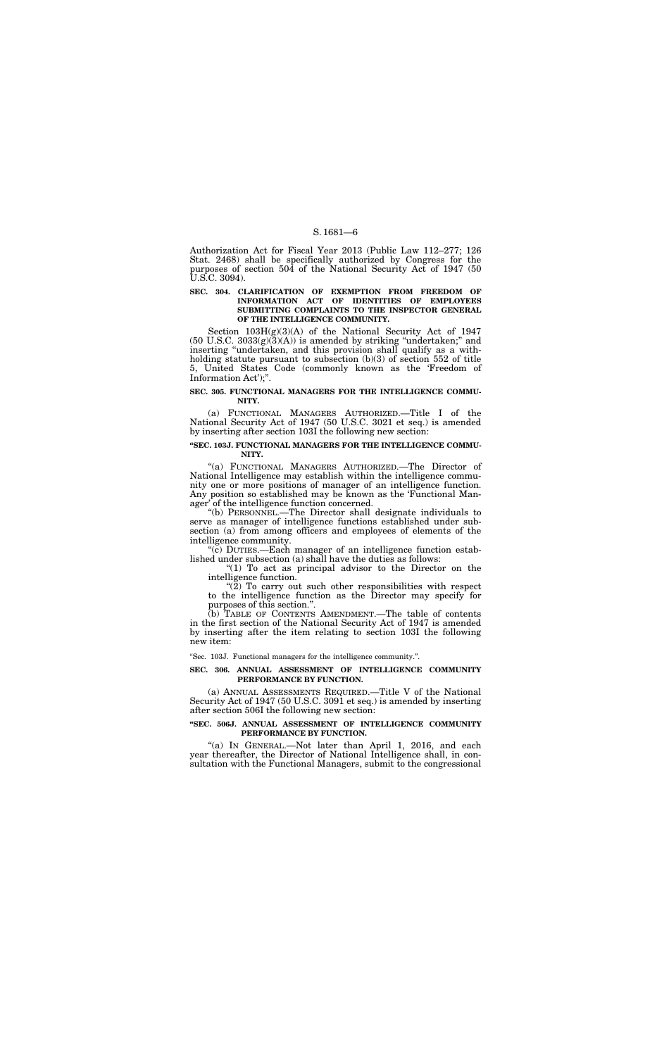Authorization Act for Fiscal Year 2013 (Public Law 112–277; 126 Stat. 2468) shall be specifically authorized by Congress for the purposes of section 504 of the National Security Act of 1947 (50 U.S.C. 3094).

**SEC. 304. CLARIFICATION OF EXEMPTION FROM FREEDOM OF INFORMATION ACT OF IDENTITIES OF EMPLOYEES SUBMITTING COMPLAINTS TO THE INSPECTOR GENERAL OF THE INTELLIGENCE COMMUNITY.**

Section 103H(g)(3)(A) of the National Security Act of 1947 (50 U.S.C. 3033(g)(3)(A)) is amended by striking "undertaken;" and inserting "undertaken, and this provision shall qualify as a withholding statute pursuant to subsection (b)(3) of section 552 of title 5, United States Code (commonly known as the 'Freedom of Information Act');".

**SEC. 305. FUNCTIONAL MANAGERS FOR THE INTELLIGENCE COMMUNITY.**

(a) FUNCTIONAL MANAGERS AUTHORIZED.—Title I of the National Security Act of 1947 (50 U.S.C. 3021 et seq.) is amended by inserting after section 103I the following new section:

**"SEC. 103J. FUNCTIONAL MANAGERS FOR THE INTELLIGENCE COMMUNITY.**

"(a) FUNCTIONAL MANAGERS AUTHORIZED.—The Director of National Intelligence may establish within the intelligence community one or more positions of manager of an intelligence function. Any position so established may be known as the 'Functional Manager' of the intelligence function concerned.

"(b) PERSONNEL.—The Director shall designate individuals to serve as manager of intelligence functions established under subsection (a) from among officers and employees of elements of the intelligence community.

"(c) DUTIES.—Each manager of an intelligence function established under subsection (a) shall have the duties as follows:

"(1) To act as principal advisor to the Director on the intelligence function.

"(2) To carry out such other responsibilities with respect to the intelligence function as the Director may specify for purposes of this section.".

(b) TABLE OF CONTENTS AMENDMENT.—The table of contents in the first section of the National Security Act of 1947 is amended by inserting after the item relating to section 103I the following new item:

"Sec. 103J. Functional managers for the intelligence community.".

**SEC. 306. ANNUAL ASSESSMENT OF INTELLIGENCE COMMUNITY PERFORMANCE BY FUNCTION.**

(a) ANNUAL ASSESSMENTS REQUIRED.—Title V of the National Security Act of 1947 (50 U.S.C. 3091 et seq.) is amended by inserting after section 506I the following new section:

**"SEC. 506J. ANNUAL ASSESSMENT OF INTELLIGENCE COMMUNITY PERFORMANCE BY FUNCTION.**

"(a) IN GENERAL.—Not later than April 1, 2016, and each year thereafter, the Director of National Intelligence shall, in consultation with the Functional Managers, submit to the congressional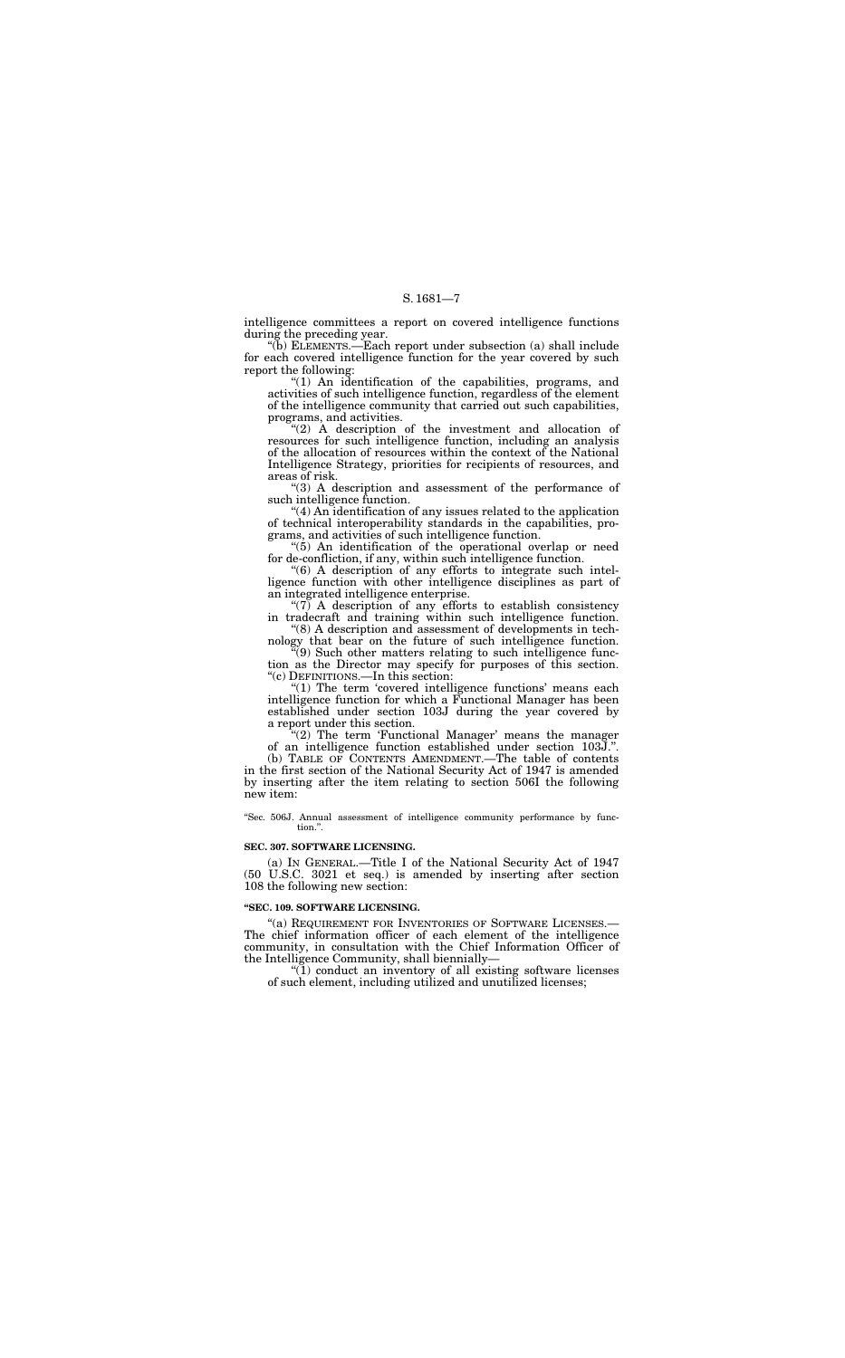intelligence committees a report on covered intelligence functions during the preceding year.

"(b) ELEMENTS.—Each report under subsection (a) shall include for each covered intelligence function for the year covered by such report the following:

"(1) An identification of the capabilities, programs, and activities of such intelligence function, regardless of the element of the intelligence community that carried out such capabilities, programs, and activities.

"(2) A description of the investment and allocation of resources for such intelligence function, including an analysis of the allocation of resources within the context of the National Intelligence Strategy, priorities for recipients of resources, and areas of risk.

"(3) A description and assessment of the performance of such intelligence function.

"(4) An identification of any issues related to the application of technical interoperability standards in the capabilities, programs, and activities of such intelligence function.

"(5) An identification of the operational overlap or need for de-confliction, if any, within such intelligence function.

"(6) A description of any efforts to integrate such intelligence function with other intelligence disciplines as part of an integrated intelligence enterprise.

"(7) A description of any efforts to establish consistency in tradecraft and training within such intelligence function.

"(8) A description and assessment of developments in technology that bear on the future of such intelligence function.

"(9) Such other matters relating to such intelligence function as the Director may specify for purposes of this section.

"(c) DEFINITIONS.—In this section:

"(1) The term 'covered intelligence functions' means each intelligence function for which a Functional Manager has been established under section 103J during the year covered by a report under this section.

"(2) The term 'Functional Manager' means the manager of an intelligence function established under section 103J.".

(b) TABLE OF CONTENTS AMENDMENT.—The table of contents in the first section of the National Security Act of 1947 is amended by inserting after the item relating to section 506I the following new item:

"Sec. 506J. Annual assessment of intelligence community performance by function.".

**SEC. 307. SOFTWARE LICENSING.**

(a) IN GENERAL.—Title I of the National Security Act of 1947 (50 U.S.C. 3021 et seq.) is amended by inserting after section 108 the following new section:

**"SEC. 109. SOFTWARE LICENSING.**

"(a) REQUIREMENT FOR INVENTORIES OF SOFTWARE LICENSES.—The chief information officer of each element of the intelligence community, in consultation with the Chief Information Officer of the Intelligence Community, shall biennially—

"(1) conduct an inventory of all existing software licenses of such element, including utilized and unutilized licenses;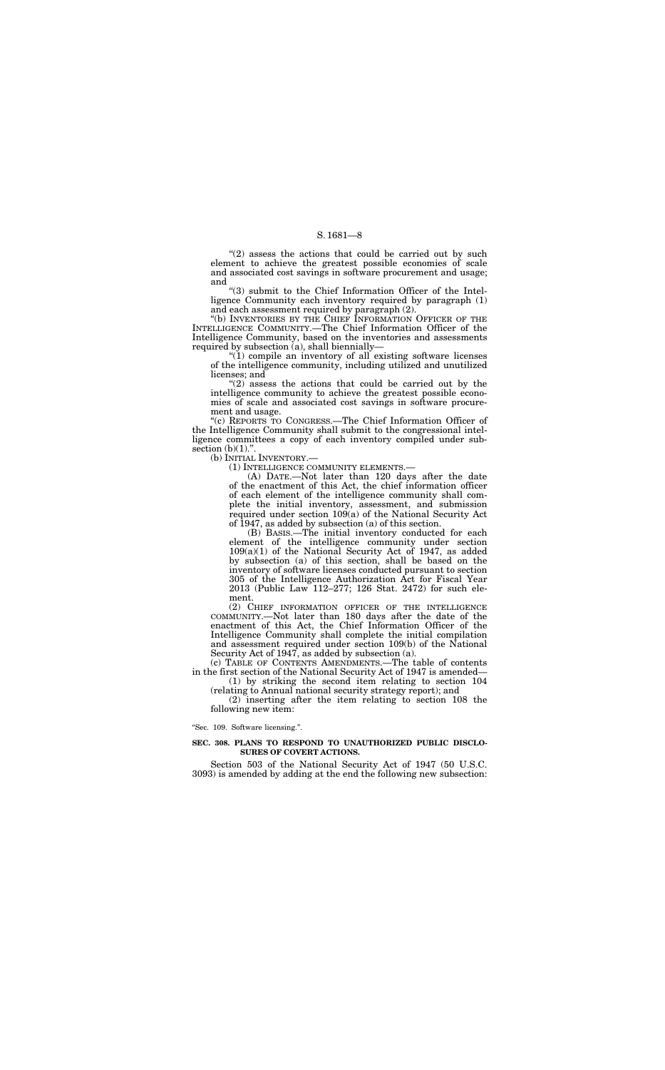"(2) assess the actions that could be carried out by such element to achieve the greatest possible economies of scale and associated cost savings in software procurement and usage; and

"(3) submit to the Chief Information Officer of the Intelligence Community each inventory required by paragraph (1) and each assessment required by paragraph (2).

"(b) INVENTORIES BY THE CHIEF INFORMATION OFFICER OF THE INTELLIGENCE COMMUNITY.—The Chief Information Officer of the Intelligence Community, based on the inventories and assessments required by subsection (a), shall biennially—

"(1) compile an inventory of all existing software licenses of the intelligence community, including utilized and unutilized licenses; and

"(2) assess the actions that could be carried out by the intelligence community to achieve the greatest possible economies of scale and associated cost savings in software procurement and usage.

"(c) REPORTS TO CONGRESS.—The Chief Information Officer of the Intelligence Community shall submit to the congressional intelligence committees a copy of each inventory compiled under subsection (b)(1).".

(b) INITIAL INVENTORY.—

(1) INTELLIGENCE COMMUNITY ELEMENTS.—

(A) DATE.—Not later than 120 days after the date of the enactment of this Act, the chief information officer of each element of the intelligence community shall complete the initial inventory, assessment, and submission required under section 109(a) of the National Security Act of 1947, as added by subsection (a) of this section.

(B) BASIS.—The initial inventory conducted for each element of the intelligence community under section 109(a)(1) of the National Security Act of 1947, as added by subsection (a) of this section, shall be based on the inventory of software licenses conducted pursuant to section 305 of the Intelligence Authorization Act for Fiscal Year 2013 (Public Law 112–277; 126 Stat. 2472) for such element.

(2) CHIEF INFORMATION OFFICER OF THE INTELLIGENCE COMMUNITY.—Not later than 180 days after the date of the enactment of this Act, the Chief Information Officer of the Intelligence Community shall complete the initial compilation and assessment required under section 109(b) of the National Security Act of 1947, as added by subsection (a).

(c) TABLE OF CONTENTS AMENDMENTS.—The table of contents in the first section of the National Security Act of 1947 is amended—

(1) by striking the second item relating to section 104 (relating to Annual national security strategy report); and

(2) inserting after the item relating to section 108 the following new item:

"Sec. 109. Software licensing.".

### SEC. 308. PLANS TO RESPOND TO UNAUTHORIZED PUBLIC DISCLOSURES OF COVERT ACTIONS.

Section 503 of the National Security Act of 1947 (50 U.S.C. 3093) is amended by adding at the end the following new subsection: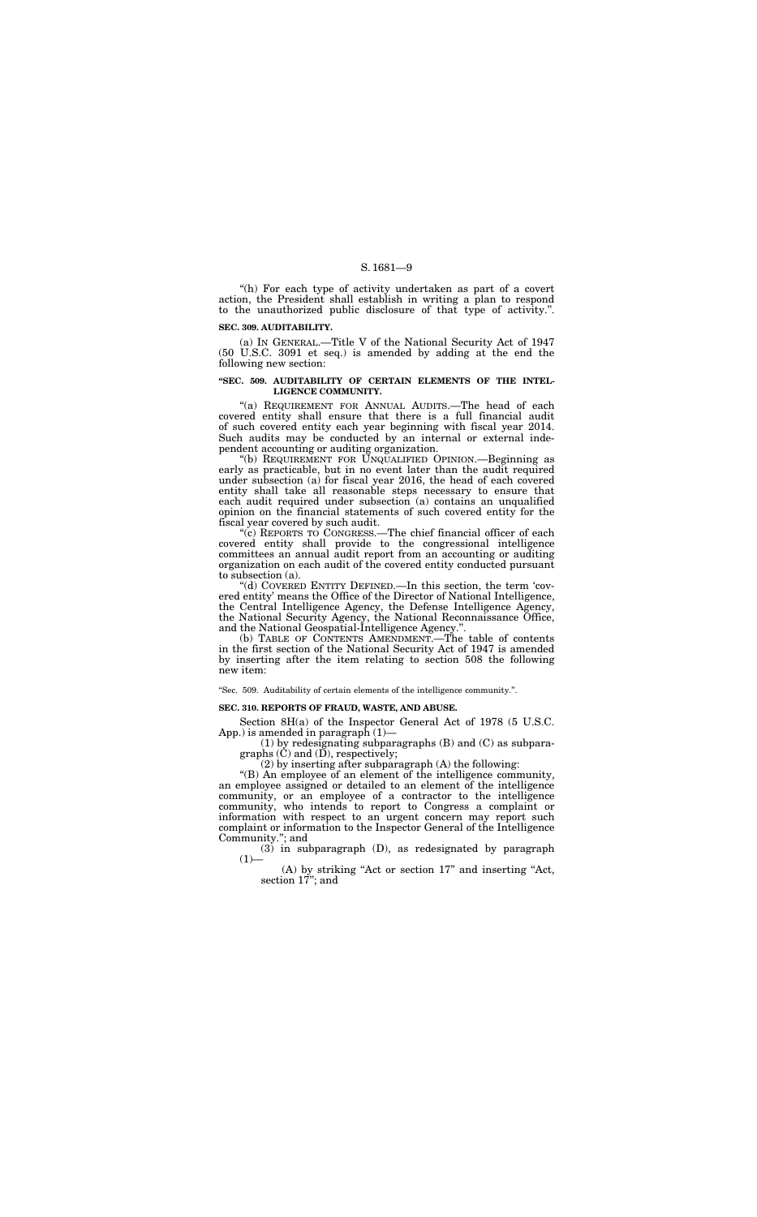"(h) For each type of activity undertaken as part of a covert action, the President shall establish in writing a plan to respond to the unauthorized public disclosure of that type of activity.".

**SEC. 309. AUDITABILITY.**

(a) IN GENERAL.—Title V of the National Security Act of 1947 (50 U.S.C. 3091 et seq.) is amended by adding at the end the following new section:

**"SEC. 509. AUDITABILITY OF CERTAIN ELEMENTS OF THE INTELLIGENCE COMMUNITY.**

"(a) REQUIREMENT FOR ANNUAL AUDITS.—The head of each covered entity shall ensure that there is a full financial audit of such covered entity each year beginning with fiscal year 2014. Such audits may be conducted by an internal or external independent accounting or auditing organization.

"(b) REQUIREMENT FOR UNQUALIFIED OPINION.—Beginning as early as practicable, but in no event later than the audit required under subsection (a) for fiscal year 2016, the head of each covered entity shall take all reasonable steps necessary to ensure that each audit required under subsection (a) contains an unqualified opinion on the financial statements of such covered entity for the fiscal year covered by such audit.

"(c) REPORTS TO CONGRESS.—The chief financial officer of each covered entity shall provide to the congressional intelligence committees an annual audit report from an accounting or auditing organization on each audit of the covered entity conducted pursuant to subsection (a).

"(d) COVERED ENTITY DEFINED.—In this section, the term 'covered entity' means the Office of the Director of National Intelligence, the Central Intelligence Agency, the Defense Intelligence Agency, the National Security Agency, the National Reconnaissance Office, and the National Geospatial-Intelligence Agency.".

(b) TABLE OF CONTENTS AMENDMENT.—The table of contents in the first section of the National Security Act of 1947 is amended by inserting after the item relating to section 508 the following new item:

"Sec. 509. Auditability of certain elements of the intelligence community.".

**SEC. 310. REPORTS OF FRAUD, WASTE, AND ABUSE.**

Section 8H(a) of the Inspector General Act of 1978 (5 U.S.C. App.) is amended in paragraph (1)—

(1) by redesignating subparagraphs (B) and (C) as subparagraphs (C) and (D), respectively;

(2) by inserting after subparagraph (A) the following:

"(B) An employee of an element of the intelligence community, an employee assigned or detailed to an element of the intelligence community, or an employee of a contractor to the intelligence community, who intends to report to Congress a complaint or information with respect to an urgent concern may report such complaint or information to the Inspector General of the Intelligence Community."; and

(3) in subparagraph (D), as redesignated by paragraph (1)—

(A) by striking "Act or section 17" and inserting "Act, section 17"; and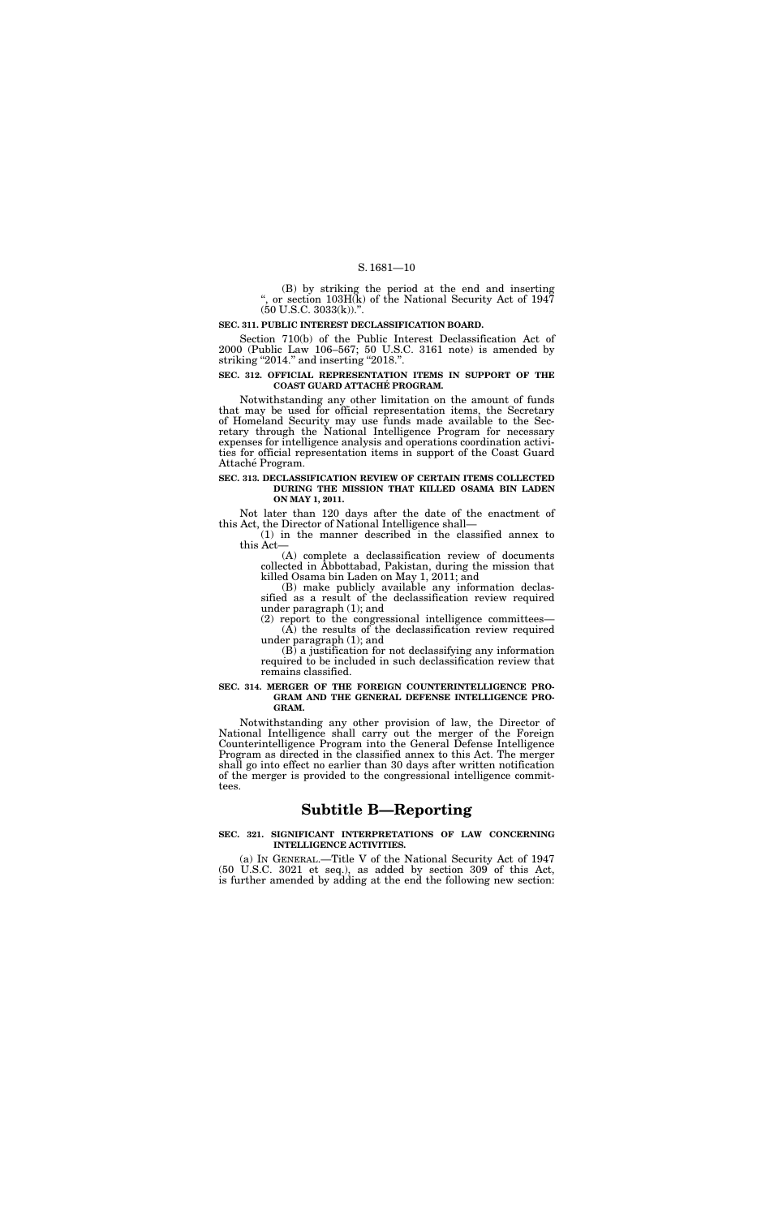(B) by striking the period at the end and inserting ", or section 103H(k) of the National Security Act of 1947 (50 U.S.C. 3033(k)).".

**SEC. 311. PUBLIC INTEREST DECLASSIFICATION BOARD.**

Section 710(b) of the Public Interest Declassification Act of 2000 (Public Law 106–567; 50 U.S.C. 3161 note) is amended by striking "2014." and inserting "2018.".

**SEC. 312. OFFICIAL REPRESENTATION ITEMS IN SUPPORT OF THE COAST GUARD ATTACHÉ PROGRAM.**

Notwithstanding any other limitation on the amount of funds that may be used for official representation items, the Secretary of Homeland Security may use funds made available to the Secretary through the National Intelligence Program for necessary expenses for intelligence analysis and operations coordination activities for official representation items in support of the Coast Guard Attaché Program.

**SEC. 313. DECLASSIFICATION REVIEW OF CERTAIN ITEMS COLLECTED DURING THE MISSION THAT KILLED OSAMA BIN LADEN ON MAY 1, 2011.**

Not later than 120 days after the date of the enactment of this Act, the Director of National Intelligence shall—

(1) in the manner described in the classified annex to this Act—

(A) complete a declassification review of documents collected in Abbottabad, Pakistan, during the mission that killed Osama bin Laden on May 1, 2011; and

(B) make publicly available any information declassified as a result of the declassification review required under paragraph (1); and

(2) report to the congressional intelligence committees—

(A) the results of the declassification review required under paragraph (1); and

(B) a justification for not declassifying any information required to be included in such declassification review that remains classified.

**SEC. 314. MERGER OF THE FOREIGN COUNTERINTELLIGENCE PROGRAM AND THE GENERAL DEFENSE INTELLIGENCE PROGRAM.**

Notwithstanding any other provision of law, the Director of National Intelligence shall carry out the merger of the Foreign Counterintelligence Program into the General Defense Intelligence Program as directed in the classified annex to this Act. The merger shall go into effect no earlier than 30 days after written notification of the merger is provided to the congressional intelligence committees.

## Subtitle B—Reporting

**SEC. 321. SIGNIFICANT INTERPRETATIONS OF LAW CONCERNING INTELLIGENCE ACTIVITIES.**

(a) IN GENERAL.—Title V of the National Security Act of 1947 (50 U.S.C. 3021 et seq.), as added by section 309 of this Act, is further amended by adding at the end the following new section: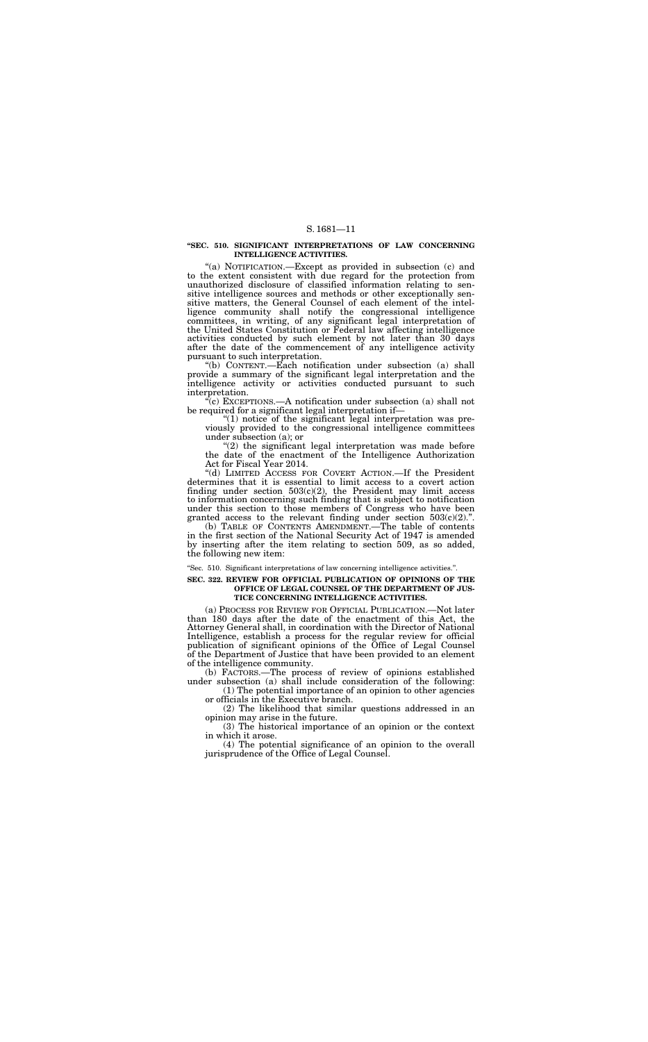**"SEC. 510. SIGNIFICANT INTERPRETATIONS OF LAW CONCERNING INTELLIGENCE ACTIVITIES.**

"(a) NOTIFICATION.—Except as provided in subsection (c) and to the extent consistent with due regard for the protection from unauthorized disclosure of classified information relating to sensitive intelligence sources and methods or other exceptionally sensitive matters, the General Counsel of each element of the intelligence community shall notify the congressional intelligence committees, in writing, of any significant legal interpretation of the United States Constitution or Federal law affecting intelligence activities conducted by such element by not later than 30 days after the date of the commencement of any intelligence activity pursuant to such interpretation.

"(b) CONTENT.—Each notification under subsection (a) shall provide a summary of the significant legal interpretation and the intelligence activity or activities conducted pursuant to such interpretation.

"(c) EXCEPTIONS.—A notification under subsection (a) shall not be required for a significant legal interpretation if—

"(1) notice of the significant legal interpretation was previously provided to the congressional intelligence committees under subsection (a); or

"(2) the significant legal interpretation was made before the date of the enactment of the Intelligence Authorization Act for Fiscal Year 2014.

"(d) LIMITED ACCESS FOR COVERT ACTION.—If the President determines that it is essential to limit access to a covert action finding under section 503(c)(2), the President may limit access to information concerning such finding that is subject to notification under this section to those members of Congress who have been granted access to the relevant finding under section 503(c)(2).".

(b) TABLE OF CONTENTS AMENDMENT.—The table of contents in the first section of the National Security Act of 1947 is amended by inserting after the item relating to section 509, as so added, the following new item:

"Sec. 510. Significant interpretations of law concerning intelligence activities.".

**SEC. 322. REVIEW FOR OFFICIAL PUBLICATION OF OPINIONS OF THE OFFICE OF LEGAL COUNSEL OF THE DEPARTMENT OF JUSTICE CONCERNING INTELLIGENCE ACTIVITIES.**

(a) PROCESS FOR REVIEW FOR OFFICIAL PUBLICATION.—Not later than 180 days after the date of the enactment of this Act, the Attorney General shall, in coordination with the Director of National Intelligence, establish a process for the regular review for official publication of significant opinions of the Office of Legal Counsel of the Department of Justice that have been provided to an element of the intelligence community.

(b) FACTORS.—The process of review of opinions established under subsection (a) shall include consideration of the following:

(1) The potential importance of an opinion to other agencies or officials in the Executive branch.

(2) The likelihood that similar questions addressed in an opinion may arise in the future.

(3) The historical importance of an opinion or the context in which it arose.

(4) The potential significance of an opinion to the overall jurisprudence of the Office of Legal Counsel.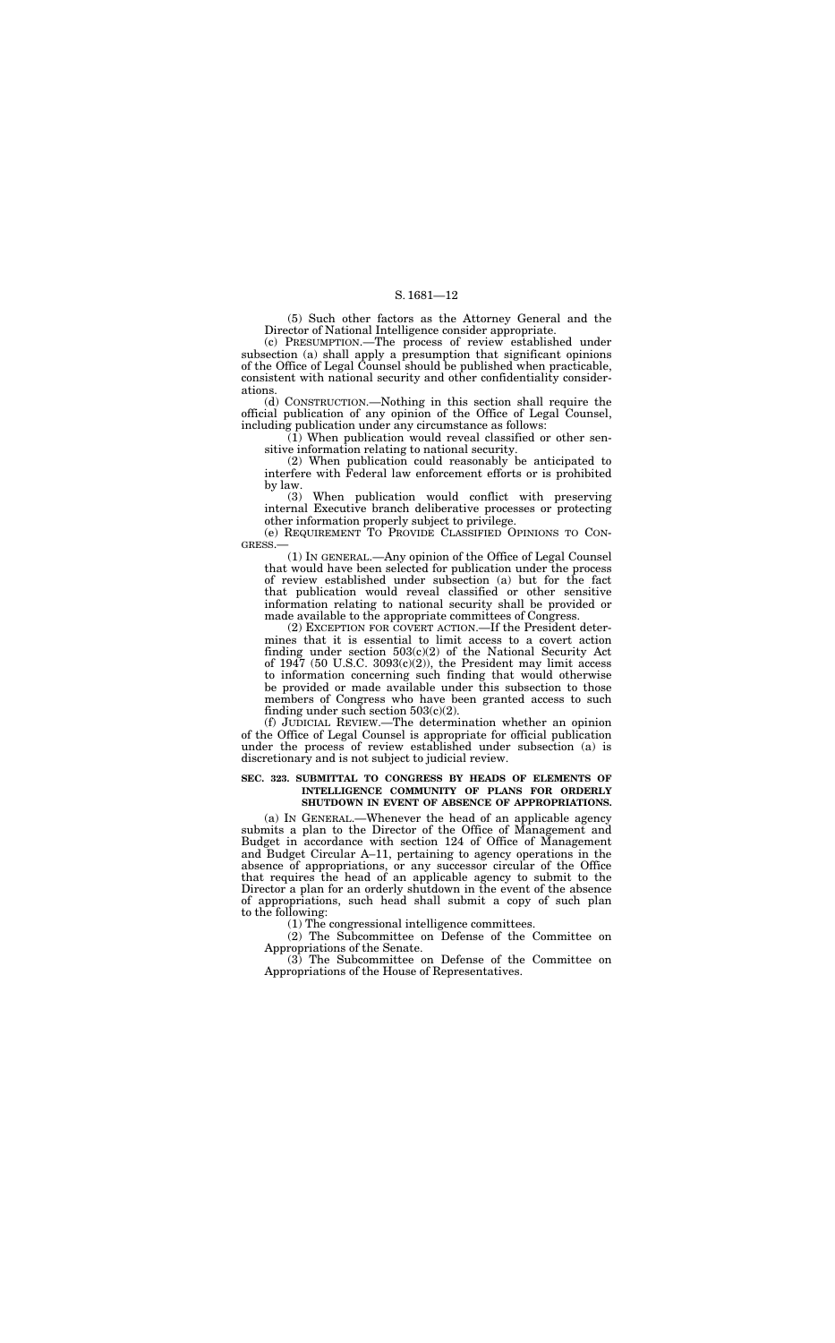(5) Such other factors as the Attorney General and the Director of National Intelligence consider appropriate.

(c) PRESUMPTION.—The process of review established under subsection (a) shall apply a presumption that significant opinions of the Office of Legal Counsel should be published when practicable, consistent with national security and other confidentiality considerations.

(d) CONSTRUCTION.—Nothing in this section shall require the official publication of any opinion of the Office of Legal Counsel, including publication under any circumstance as follows:

(1) When publication would reveal classified or other sensitive information relating to national security.

(2) When publication could reasonably be anticipated to interfere with Federal law enforcement efforts or is prohibited by law.

(3) When publication would conflict with preserving internal Executive branch deliberative processes or protecting other information properly subject to privilege.

(e) REQUIREMENT TO PROVIDE CLASSIFIED OPINIONS TO CONGRESS.—

(1) IN GENERAL.—Any opinion of the Office of Legal Counsel that would have been selected for publication under the process of review established under subsection (a) but for the fact that publication would reveal classified or other sensitive information relating to national security shall be provided or made available to the appropriate committees of Congress.

(2) EXCEPTION FOR COVERT ACTION.—If the President determines that it is essential to limit access to a covert action finding under section 503(c)(2) of the National Security Act of 1947 (50 U.S.C. 3093(c)(2)), the President may limit access to information concerning such finding that would otherwise be provided or made available under this subsection to those members of Congress who have been granted access to such finding under such section 503(c)(2).

(f) JUDICIAL REVIEW.—The determination whether an opinion of the Office of Legal Counsel is appropriate for official publication under the process of review established under subsection (a) is discretionary and is not subject to judicial review.

**SEC. 323. SUBMITTAL TO CONGRESS BY HEADS OF ELEMENTS OF INTELLIGENCE COMMUNITY OF PLANS FOR ORDERLY SHUTDOWN IN EVENT OF ABSENCE OF APPROPRIATIONS.**

(a) IN GENERAL.—Whenever the head of an applicable agency submits a plan to the Director of the Office of Management and Budget in accordance with section 124 of Office of Management and Budget Circular A–11, pertaining to agency operations in the absence of appropriations, or any successor circular of the Office that requires the head of an applicable agency to submit to the Director a plan for an orderly shutdown in the event of the absence of appropriations, such head shall submit a copy of such plan to the following:

(1) The congressional intelligence committees.

(2) The Subcommittee on Defense of the Committee on Appropriations of the Senate.

(3) The Subcommittee on Defense of the Committee on Appropriations of the House of Representatives.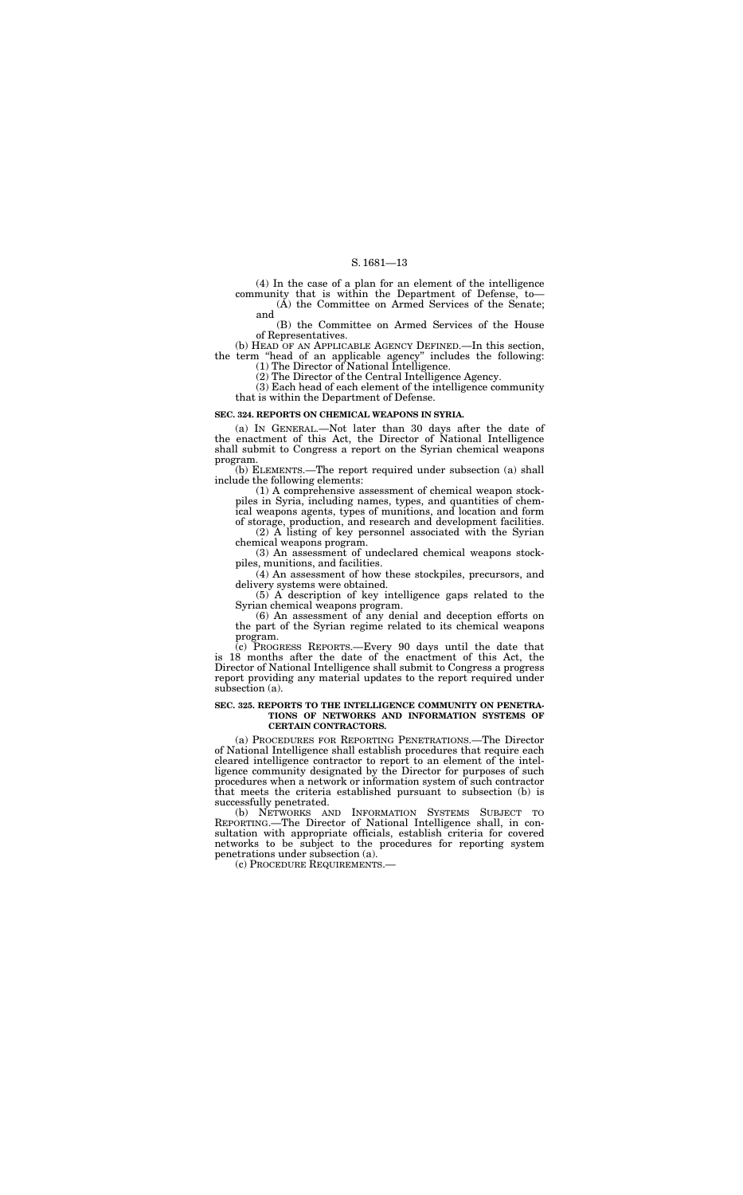(4) In the case of a plan for an element of the intelligence community that is within the Department of Defense, to—

(A) the Committee on Armed Services of the Senate; and

(B) the Committee on Armed Services of the House of Representatives.

(b) HEAD OF AN APPLICABLE AGENCY DEFINED.—In this section, the term "head of an applicable agency" includes the following:

(1) The Director of National Intelligence.

(2) The Director of the Central Intelligence Agency.

(3) Each head of each element of the intelligence community that is within the Department of Defense.

**SEC. 324. REPORTS ON CHEMICAL WEAPONS IN SYRIA.**

(a) IN GENERAL.—Not later than 30 days after the date of the enactment of this Act, the Director of National Intelligence shall submit to Congress a report on the Syrian chemical weapons program.

(b) ELEMENTS.—The report required under subsection (a) shall include the following elements:

(1) A comprehensive assessment of chemical weapon stockpiles in Syria, including names, types, and quantities of chemical weapons agents, types of munitions, and location and form of storage, production, and research and development facilities.

(2) A listing of key personnel associated with the Syrian chemical weapons program.

(3) An assessment of undeclared chemical weapons stockpiles, munitions, and facilities.

(4) An assessment of how these stockpiles, precursors, and delivery systems were obtained.

(5) A description of key intelligence gaps related to the Syrian chemical weapons program.

(6) An assessment of any denial and deception efforts on the part of the Syrian regime related to its chemical weapons program.

(c) PROGRESS REPORTS.—Every 90 days until the date that is 18 months after the date of the enactment of this Act, the Director of National Intelligence shall submit to Congress a progress report providing any material updates to the report required under subsection (a).

**SEC. 325. REPORTS TO THE INTELLIGENCE COMMUNITY ON PENETRATIONS OF NETWORKS AND INFORMATION SYSTEMS OF CERTAIN CONTRACTORS.**

(a) PROCEDURES FOR REPORTING PENETRATIONS.—The Director of National Intelligence shall establish procedures that require each cleared intelligence contractor to report to an element of the intelligence community designated by the Director for purposes of such procedures when a network or information system of such contractor that meets the criteria established pursuant to subsection (b) is successfully penetrated.

(b) NETWORKS AND INFORMATION SYSTEMS SUBJECT TO REPORTING.—The Director of National Intelligence shall, in consultation with appropriate officials, establish criteria for covered networks to be subject to the procedures for reporting system penetrations under subsection (a).

(c) PROCEDURE REQUIREMENTS.—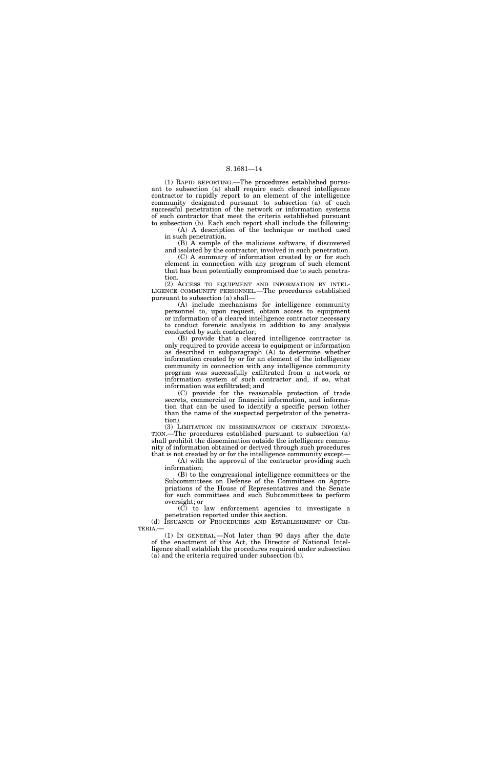(1) RAPID REPORTING.—The procedures established pursuant to subsection (a) shall require each cleared intelligence contractor to rapidly report to an element of the intelligence community designated pursuant to subsection (a) of each successful penetration of the network or information systems of such contractor that meet the criteria established pursuant to subsection (b). Each such report shall include the following:

(A) A description of the technique or method used in such penetration.

(B) A sample of the malicious software, if discovered and isolated by the contractor, involved in such penetration.

(C) A summary of information created by or for such element in connection with any program of such element that has been potentially compromised due to such penetration.

(2) ACCESS TO EQUIPMENT AND INFORMATION BY INTELLIGENCE COMMUNITY PERSONNEL.—The procedures established pursuant to subsection (a) shall—

(A) include mechanisms for intelligence community personnel to, upon request, obtain access to equipment or information of a cleared intelligence contractor necessary to conduct forensic analysis in addition to any analysis conducted by such contractor;

(B) provide that a cleared intelligence contractor is only required to provide access to equipment or information as described in subparagraph (A) to determine whether information created by or for an element of the intelligence community in connection with any intelligence community program was successfully exfiltrated from a network or information system of such contractor and, if so, what information was exfiltrated; and

(C) provide for the reasonable protection of trade secrets, commercial or financial information, and information that can be used to identify a specific person (other than the name of the suspected perpetrator of the penetration).

(3) LIMITATION ON DISSEMINATION OF CERTAIN INFORMATION.—The procedures established pursuant to subsection (a) shall prohibit the dissemination outside the intelligence community of information obtained or derived through such procedures that is not created by or for the intelligence community except—

(A) with the approval of the contractor providing such information;

(B) to the congressional intelligence committees or the Subcommittees on Defense of the Committees on Appropriations of the House of Representatives and the Senate for such committees and such Subcommittees to perform oversight; or

(C) to law enforcement agencies to investigate a penetration reported under this section.

(d) ISSUANCE OF PROCEDURES AND ESTABLISHMENT OF CRITERIA.—

(1) IN GENERAL.—Not later than 90 days after the date of the enactment of this Act, the Director of National Intelligence shall establish the procedures required under subsection (a) and the criteria required under subsection (b).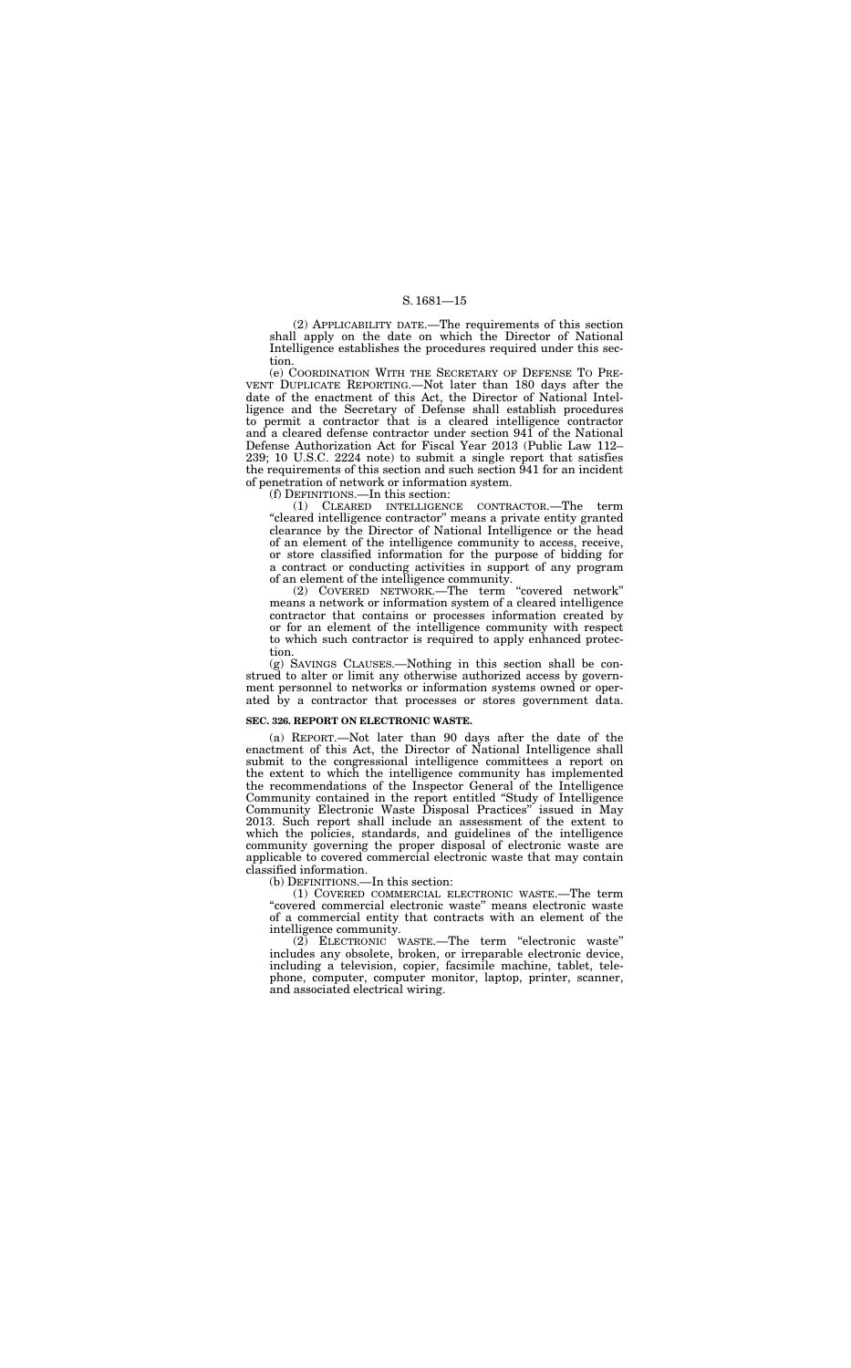(2) APPLICABILITY DATE.—The requirements of this section shall apply on the date on which the Director of National Intelligence establishes the procedures required under this section.

(e) COORDINATION WITH THE SECRETARY OF DEFENSE TO PREVENT DUPLICATE REPORTING.—Not later than 180 days after the date of the enactment of this Act, the Director of National Intelligence and the Secretary of Defense shall establish procedures to permit a contractor that is a cleared intelligence contractor and a cleared defense contractor under section 941 of the National Defense Authorization Act for Fiscal Year 2013 (Public Law 112–239; 10 U.S.C. 2224 note) to submit a single report that satisfies the requirements of this section and such section 941 for an incident of penetration of network or information system.

(f) DEFINITIONS.—In this section:

(1) CLEARED INTELLIGENCE CONTRACTOR.—The term "cleared intelligence contractor" means a private entity granted clearance by the Director of National Intelligence or the head of an element of the intelligence community to access, receive, or store classified information for the purpose of bidding for a contract or conducting activities in support of any program of an element of the intelligence community.

(2) COVERED NETWORK.—The term "covered network" means a network or information system of a cleared intelligence contractor that contains or processes information created by or for an element of the intelligence community with respect to which such contractor is required to apply enhanced protection.

(g) SAVINGS CLAUSES.—Nothing in this section shall be construed to alter or limit any otherwise authorized access by government personnel to networks or information systems owned or operated by a contractor that processes or stores government data.

**SEC. 326. REPORT ON ELECTRONIC WASTE.**

(a) REPORT.—Not later than 90 days after the date of the enactment of this Act, the Director of National Intelligence shall submit to the congressional intelligence committees a report on the extent to which the intelligence community has implemented the recommendations of the Inspector General of the Intelligence Community contained in the report entitled "Study of Intelligence Community Electronic Waste Disposal Practices" issued in May 2013. Such report shall include an assessment of the extent to which the policies, standards, and guidelines of the intelligence community governing the proper disposal of electronic waste are applicable to covered commercial electronic waste that may contain classified information.

(b) DEFINITIONS.—In this section:

(1) COVERED COMMERCIAL ELECTRONIC WASTE.—The term "covered commercial electronic waste" means electronic waste of a commercial entity that contracts with an element of the intelligence community.

(2) ELECTRONIC WASTE.—The term "electronic waste" includes any obsolete, broken, or irreparable electronic device, including a television, copier, facsimile machine, tablet, telephone, computer, computer monitor, laptop, printer, scanner, and associated electrical wiring.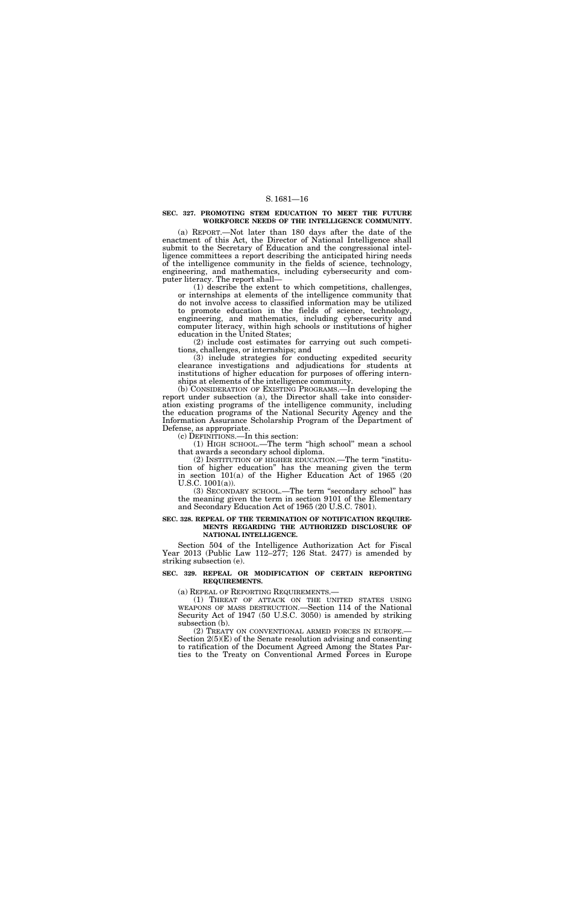**SEC. 327. PROMOTING STEM EDUCATION TO MEET THE FUTURE WORKFORCE NEEDS OF THE INTELLIGENCE COMMUNITY.**

(a) REPORT.—Not later than 180 days after the date of the enactment of this Act, the Director of National Intelligence shall submit to the Secretary of Education and the congressional intelligence committees a report describing the anticipated hiring needs of the intelligence community in the fields of science, technology, engineering, and mathematics, including cybersecurity and computer literacy. The report shall—

(1) describe the extent to which competitions, challenges, or internships at elements of the intelligence community that do not involve access to classified information may be utilized to promote education in the fields of science, technology, engineering, and mathematics, including cybersecurity and computer literacy, within high schools or institutions of higher education in the United States;

(2) include cost estimates for carrying out such competitions, challenges, or internships; and

(3) include strategies for conducting expedited security clearance investigations and adjudications for students at institutions of higher education for purposes of offering internships at elements of the intelligence community.

(b) CONSIDERATION OF EXISTING PROGRAMS.—In developing the report under subsection (a), the Director shall take into consideration existing programs of the intelligence community, including the education programs of the National Security Agency and the Information Assurance Scholarship Program of the Department of Defense, as appropriate.

(c) DEFINITIONS.—In this section:

(1) HIGH SCHOOL.—The term "high school" mean a school that awards a secondary school diploma.

(2) INSTITUTION OF HIGHER EDUCATION.—The term "institution of higher education" has the meaning given the term in section 101(a) of the Higher Education Act of 1965 (20 U.S.C. 1001(a)).

(3) SECONDARY SCHOOL.—The term "secondary school" has the meaning given the term in section 9101 of the Elementary and Secondary Education Act of 1965 (20 U.S.C. 7801).

**SEC. 328. REPEAL OF THE TERMINATION OF NOTIFICATION REQUIREMENTS REGARDING THE AUTHORIZED DISCLOSURE OF NATIONAL INTELLIGENCE.**

Section 504 of the Intelligence Authorization Act for Fiscal Year 2013 (Public Law 112–277; 126 Stat. 2477) is amended by striking subsection (e).

**SEC. 329. REPEAL OR MODIFICATION OF CERTAIN REPORTING REQUIREMENTS.**

(a) REPEAL OF REPORTING REQUIREMENTS.—

(1) THREAT OF ATTACK ON THE UNITED STATES USING WEAPONS OF MASS DESTRUCTION.—Section 114 of the National Security Act of 1947 (50 U.S.C. 3050) is amended by striking subsection (b).

(2) TREATY ON CONVENTIONAL ARMED FORCES IN EUROPE.—Section 2(5)(E) of the Senate resolution advising and consenting to ratification of the Document Agreed Among the States Parties to the Treaty on Conventional Armed Forces in Europe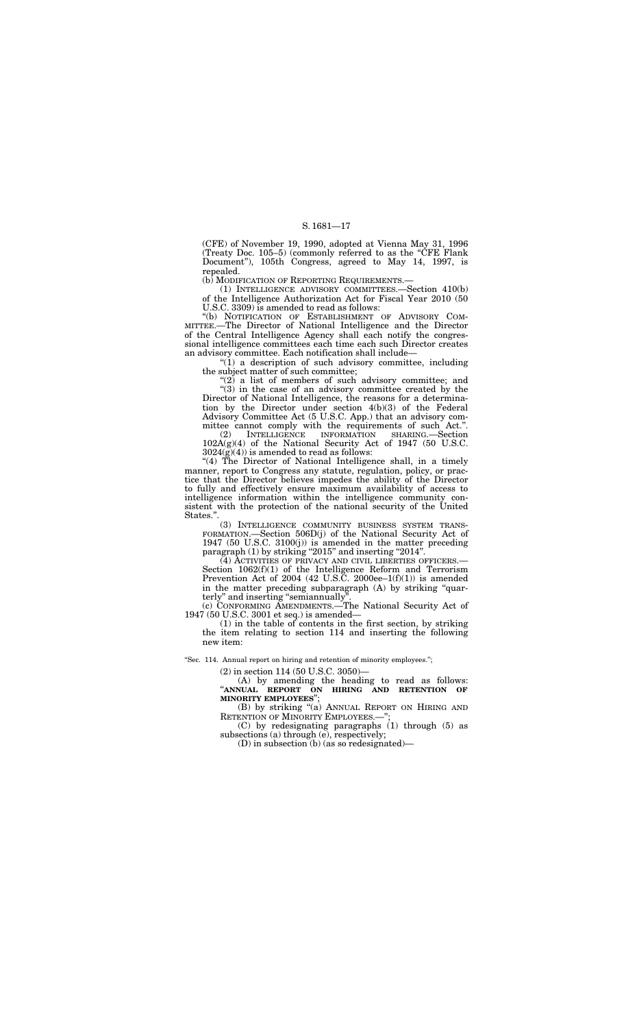(CFE) of November 19, 1990, adopted at Vienna May 31, 1996 (Treaty Doc. 105–5) (commonly referred to as the "CFE Flank Document"), 105th Congress, agreed to May 14, 1997, is repealed.

(b) MODIFICATION OF REPORTING REQUIREMENTS.—

(1) INTELLIGENCE ADVISORY COMMITTEES.—Section 410(b) of the Intelligence Authorization Act for Fiscal Year 2010 (50 U.S.C. 3309) is amended to read as follows:

"(b) NOTIFICATION OF ESTABLISHMENT OF ADVISORY COMMITTEE.—The Director of National Intelligence and the Director of the Central Intelligence Agency shall each notify the congressional intelligence committees each time each such Director creates an advisory committee. Each notification shall include—

"(1) a description of such advisory committee, including the subject matter of such committee;

"(2) a list of members of such advisory committee; and

"(3) in the case of an advisory committee created by the Director of National Intelligence, the reasons for a determination by the Director under section 4(b)(3) of the Federal Advisory Committee Act (5 U.S.C. App.) that an advisory committee cannot comply with the requirements of such Act.".

(2) INTELLIGENCE INFORMATION SHARING.—Section 102A(g)(4) of the National Security Act of 1947 (50 U.S.C. 3024(g)(4)) is amended to read as follows:

"(4) The Director of National Intelligence shall, in a timely manner, report to Congress any statute, regulation, policy, or practice that the Director believes impedes the ability of the Director to fully and effectively ensure maximum availability of access to intelligence information within the intelligence community consistent with the protection of the national security of the United States.".

(3) INTELLIGENCE COMMUNITY BUSINESS SYSTEM TRANSFORMATION.—Section 506D(j) of the National Security Act of 1947 (50 U.S.C. 3100(j)) is amended in the matter preceding paragraph (1) by striking "2015" and inserting "2014".

(4) ACTIVITIES OF PRIVACY AND CIVIL LIBERTIES OFFICERS.—Section 1062(f)(1) of the Intelligence Reform and Terrorism Prevention Act of 2004 (42 U.S.C. 2000ee–1(f)(1)) is amended in the matter preceding subparagraph (A) by striking "quarterly" and inserting "semiannually".

(c) CONFORMING AMENDMENTS.—The National Security Act of 1947 (50 U.S.C. 3001 et seq.) is amended—

(1) in the table of contents in the first section, by striking the item relating to section 114 and inserting the following new item:

"Sec. 114. Annual report on hiring and retention of minority employees.";

(2) in section 114 (50 U.S.C. 3050)—

(A) by amending the heading to read as follows: "**ANNUAL REPORT ON HIRING AND RETENTION OF MINORITY EMPLOYEES**";

(B) by striking "(a) ANNUAL REPORT ON HIRING AND RETENTION OF MINORITY EMPLOYEES.—";

(C) by redesignating paragraphs (1) through (5) as subsections (a) through (e), respectively;

(D) in subsection (b) (as so redesignated)—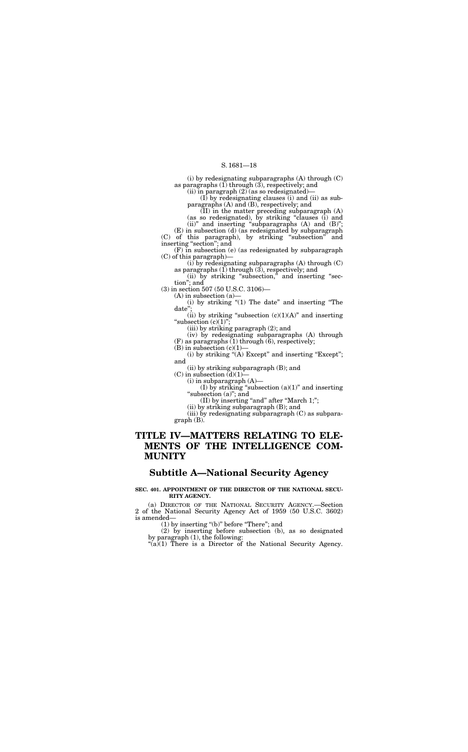(i) by redesignating subparagraphs (A) through (C) as paragraphs (1) through (3), respectively; and

(ii) in paragraph (2) (as so redesignated)—

(I) by redesignating clauses (i) and (ii) as subparagraphs (A) and (B), respectively; and

(II) in the matter preceding subparagraph (A) (as so redesignated), by striking "clauses (i) and (ii)" and inserting "subparagraphs (A) and (B)";

(E) in subsection (d) (as redesignated by subparagraph (C) of this paragraph), by striking "subsection" and inserting "section"; and

(F) in subsection (e) (as redesignated by subparagraph (C) of this paragraph)—

(i) by redesignating subparagraphs (A) through (C) as paragraphs (1) through (3), respectively; and

(ii) by striking "subsection," and inserting "section"; and

(3) in section 507 (50 U.S.C. 3106)—

(A) in subsection (a)—

(i) by striking "(1) The date" and inserting "The date";

(ii) by striking "subsection (c)(1)(A)" and inserting "subsection (c)(1)";

(iii) by striking paragraph (2); and

(iv) by redesignating subparagraphs (A) through (F) as paragraphs (1) through (6), respectively;

(B) in subsection (c)(1)—

(i) by striking "(A) Except" and inserting "Except"; and

(ii) by striking subparagraph (B); and

(C) in subsection (d)(1)—

(i) in subparagraph (A)—

(I) by striking "subsection (a)(1)" and inserting "subsection (a)"; and

(II) by inserting "and" after "March 1;";

(ii) by striking subparagraph (B); and

(iii) by redesignating subparagraph (C) as subparagraph (B).

# TITLE IV—MATTERS RELATING TO ELEMENTS OF THE INTELLIGENCE COMMUNITY

## Subtitle A—National Security Agency

**SEC. 401. APPOINTMENT OF THE DIRECTOR OF THE NATIONAL SECURITY AGENCY.**

(a) DIRECTOR OF THE NATIONAL SECURITY AGENCY.—Section 2 of the National Security Agency Act of 1959 (50 U.S.C. 3602) is amended—

(1) by inserting "(b)" before "There"; and

(2) by inserting before subsection (b), as so designated by paragraph (1), the following:

"(a)(1) There is a Director of the National Security Agency.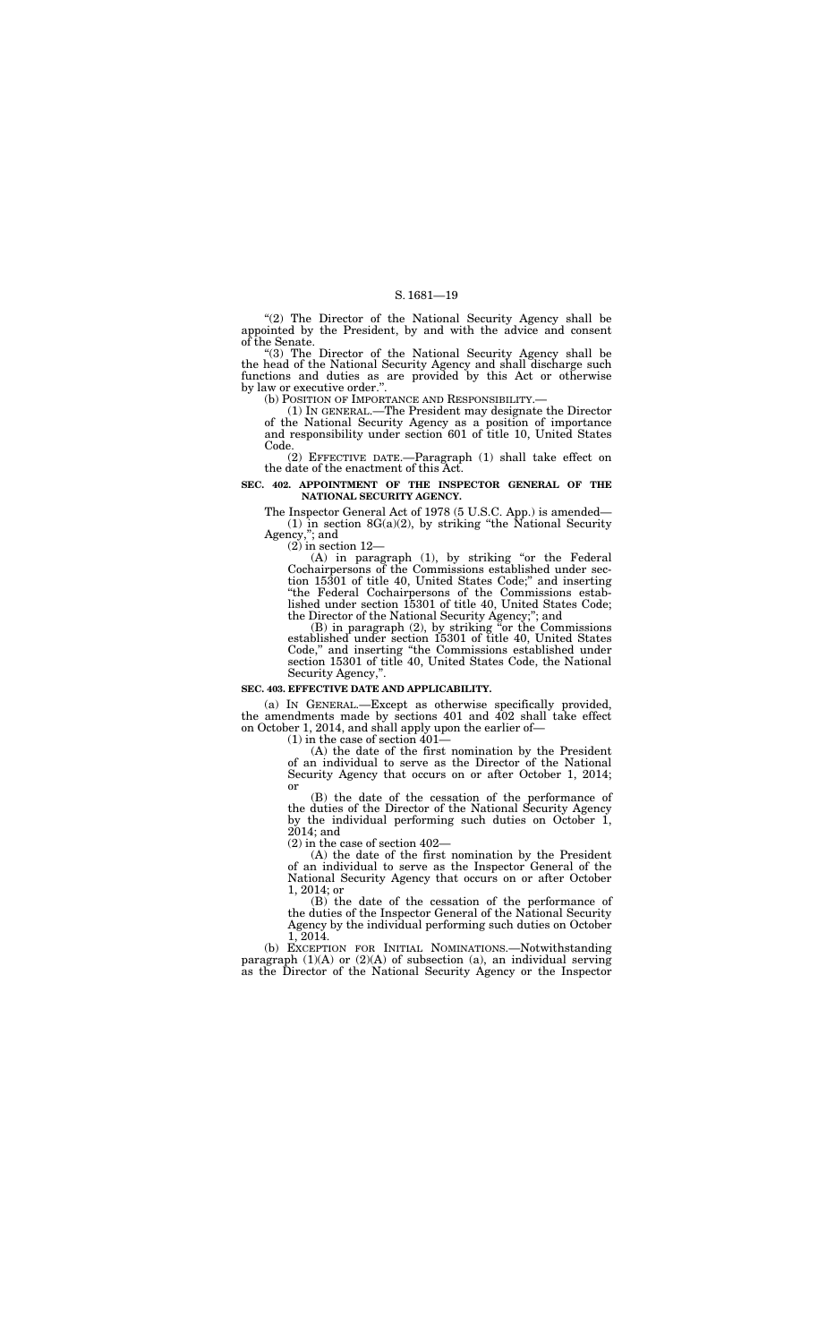"(2) The Director of the National Security Agency shall be appointed by the President, by and with the advice and consent of the Senate.

"(3) The Director of the National Security Agency shall be the head of the National Security Agency and shall discharge such functions and duties as are provided by this Act or otherwise by law or executive order.".

(b) POSITION OF IMPORTANCE AND RESPONSIBILITY.—

(1) IN GENERAL.—The President may designate the Director of the National Security Agency as a position of importance and responsibility under section 601 of title 10, United States Code.

(2) EFFECTIVE DATE.—Paragraph (1) shall take effect on the date of the enactment of this Act.

**SEC. 402. APPOINTMENT OF THE INSPECTOR GENERAL OF THE NATIONAL SECURITY AGENCY.**

The Inspector General Act of 1978 (5 U.S.C. App.) is amended—

(1) in section 8G(a)(2), by striking "the National Security Agency,"; and

(2) in section 12—

(A) in paragraph (1), by striking "or the Federal Cochairpersons of the Commissions established under section 15301 of title 40, United States Code;" and inserting "the Federal Cochairpersons of the Commissions established under section 15301 of title 40, United States Code; the Director of the National Security Agency;"; and

(B) in paragraph (2), by striking "or the Commissions established under section 15301 of title 40, United States Code," and inserting "the Commissions established under section 15301 of title 40, United States Code, the National Security Agency,".

**SEC. 403. EFFECTIVE DATE AND APPLICABILITY.**

(a) IN GENERAL.—Except as otherwise specifically provided, the amendments made by sections 401 and 402 shall take effect on October 1, 2014, and shall apply upon the earlier of—

(1) in the case of section 401—

(A) the date of the first nomination by the President of an individual to serve as the Director of the National Security Agency that occurs on or after October 1, 2014; or

(B) the date of the cessation of the performance of the duties of the Director of the National Security Agency by the individual performing such duties on October 1, 2014; and

(2) in the case of section 402—

(A) the date of the first nomination by the President of an individual to serve as the Inspector General of the National Security Agency that occurs on or after October 1, 2014; or

(B) the date of the cessation of the performance of the duties of the Inspector General of the National Security Agency by the individual performing such duties on October 1, 2014.

(b) EXCEPTION FOR INITIAL NOMINATIONS.—Notwithstanding paragraph (1)(A) or (2)(A) of subsection (a), an individual serving as the Director of the National Security Agency or the Inspector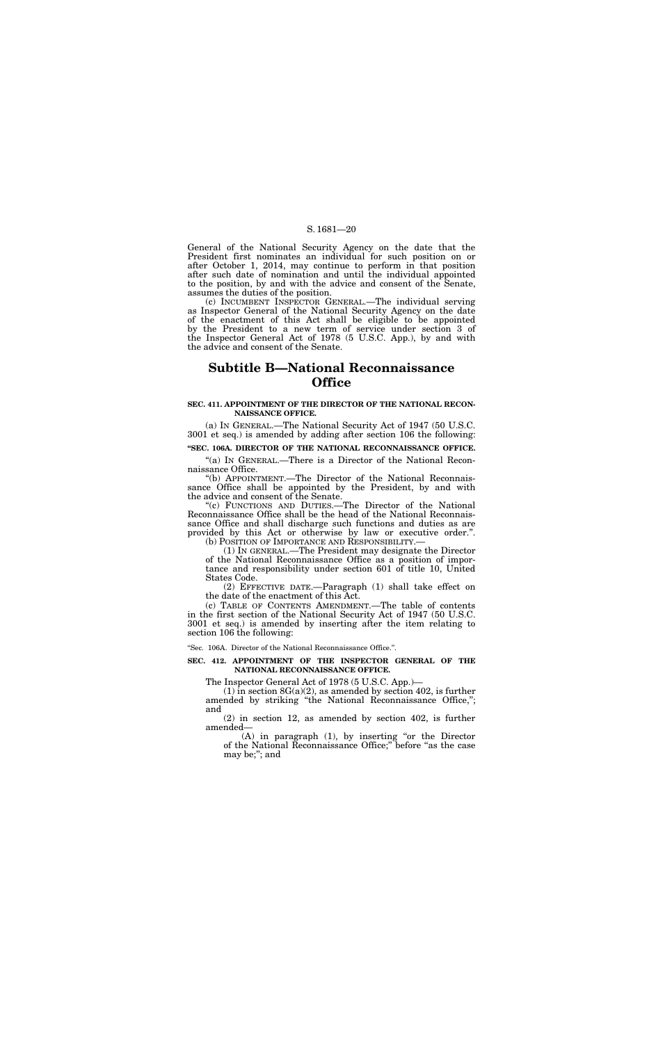General of the National Security Agency on the date that the President first nominates an individual for such position on or after October 1, 2014, may continue to perform in that position after such date of nomination and until the individual appointed to the position, by and with the advice and consent of the Senate, assumes the duties of the position.

(c) INCUMBENT INSPECTOR GENERAL.—The individual serving as Inspector General of the National Security Agency on the date of the enactment of this Act shall be eligible to be appointed by the President to a new term of service under section 3 of the Inspector General Act of 1978 (5 U.S.C. App.), by and with the advice and consent of the Senate.

## Subtitle B—National Reconnaissance Office

**SEC. 411. APPOINTMENT OF THE DIRECTOR OF THE NATIONAL RECONNAISSANCE OFFICE.**

(a) IN GENERAL.—The National Security Act of 1947 (50 U.S.C. 3001 et seq.) is amended by adding after section 106 the following:

**"SEC. 106A. DIRECTOR OF THE NATIONAL RECONNAISSANCE OFFICE.**

"(a) IN GENERAL.—There is a Director of the National Reconnaissance Office.

"(b) APPOINTMENT.—The Director of the National Reconnaissance Office shall be appointed by the President, by and with the advice and consent of the Senate.

"(c) FUNCTIONS AND DUTIES.—The Director of the National Reconnaissance Office shall be the head of the National Reconnaissance Office and shall discharge such functions and duties as are provided by this Act or otherwise by law or executive order.".

(b) POSITION OF IMPORTANCE AND RESPONSIBILITY.—

(1) IN GENERAL.—The President may designate the Director of the National Reconnaissance Office as a position of importance and responsibility under section 601 of title 10, United States Code.

(2) EFFECTIVE DATE.—Paragraph (1) shall take effect on the date of the enactment of this Act.

(c) TABLE OF CONTENTS AMENDMENT.—The table of contents in the first section of the National Security Act of 1947 (50 U.S.C. 3001 et seq.) is amended by inserting after the item relating to section 106 the following:

"Sec. 106A. Director of the National Reconnaissance Office.".

**SEC. 412. APPOINTMENT OF THE INSPECTOR GENERAL OF THE NATIONAL RECONNAISSANCE OFFICE.**

The Inspector General Act of 1978 (5 U.S.C. App.)—

(1) in section 8G(a)(2), as amended by section 402, is further amended by striking "the National Reconnaissance Office,"; and

(2) in section 12, as amended by section 402, is further amended—

(A) in paragraph (1), by inserting "or the Director of the National Reconnaissance Office;" before "as the case may be;"; and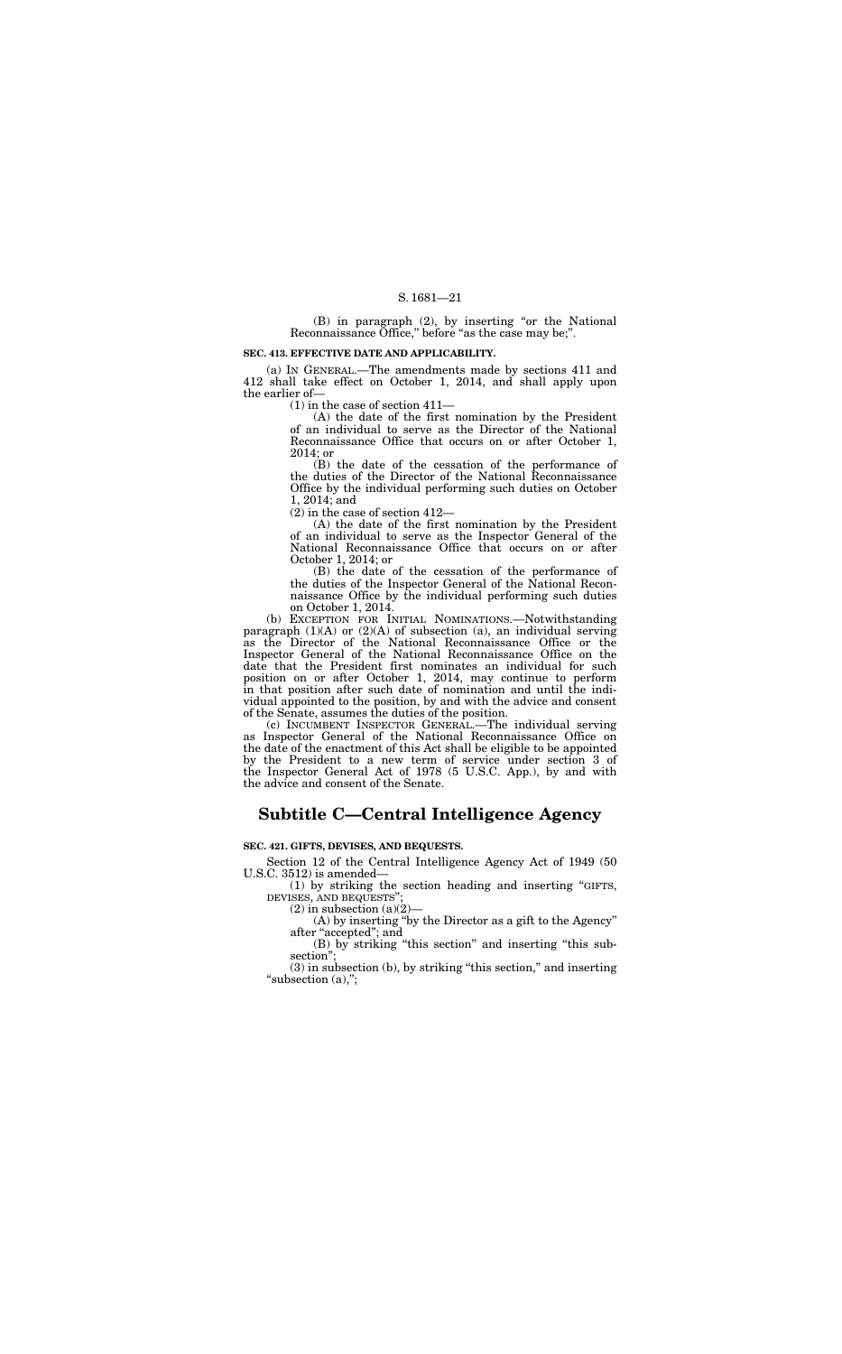(B) in paragraph (2), by inserting "or the National Reconnaissance Office," before "as the case may be;".

**SEC. 413. EFFECTIVE DATE AND APPLICABILITY.**

(a) IN GENERAL.—The amendments made by sections 411 and 412 shall take effect on October 1, 2014, and shall apply upon the earlier of—

(1) in the case of section 411—

(A) the date of the first nomination by the President of an individual to serve as the Director of the National Reconnaissance Office that occurs on or after October 1, 2014; or

(B) the date of the cessation of the performance of the duties of the Director of the National Reconnaissance Office by the individual performing such duties on October 1, 2014; and

(2) in the case of section 412—

(A) the date of the first nomination by the President of an individual to serve as the Inspector General of the National Reconnaissance Office that occurs on or after October 1, 2014; or

(B) the date of the cessation of the performance of the duties of the Inspector General of the National Reconnaissance Office by the individual performing such duties on October 1, 2014.

(b) EXCEPTION FOR INITIAL NOMINATIONS.—Notwithstanding paragraph (1)(A) or (2)(A) of subsection (a), an individual serving as the Director of the National Reconnaissance Office or the Inspector General of the National Reconnaissance Office on the date that the President first nominates an individual for such position on or after October 1, 2014, may continue to perform in that position after such date of nomination and until the individual appointed to the position, by and with the advice and consent of the Senate, assumes the duties of the position.

(c) INCUMBENT INSPECTOR GENERAL.—The individual serving as Inspector General of the National Reconnaissance Office on the date of the enactment of this Act shall be eligible to be appointed by the President to a new term of service under section 3 of the Inspector General Act of 1978 (5 U.S.C. App.), by and with the advice and consent of the Senate.

# Subtitle C—Central Intelligence Agency

**SEC. 421. GIFTS, DEVISES, AND BEQUESTS.**

Section 12 of the Central Intelligence Agency Act of 1949 (50 U.S.C. 3512) is amended—

(1) by striking the section heading and inserting "GIFTS, DEVISES, AND BEQUESTS";

(2) in subsection (a)(2)—

(A) by inserting "by the Director as a gift to the Agency" after "accepted"; and

(B) by striking "this section" and inserting "this subsection";

(3) in subsection (b), by striking "this section," and inserting "subsection (a),";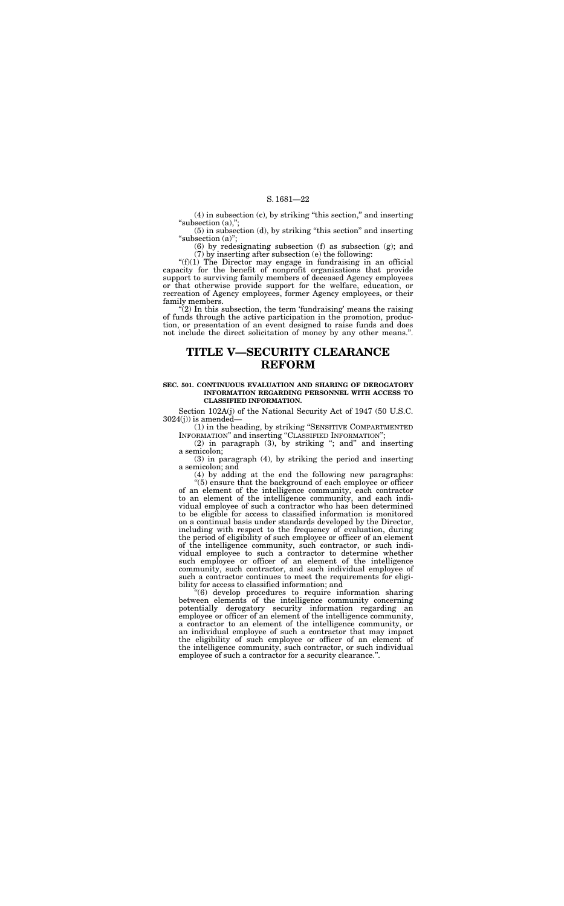(4) in subsection (c), by striking "this section," and inserting "subsection (a),";

(5) in subsection (d), by striking "this section" and inserting "subsection (a)";

(6) by redesignating subsection (f) as subsection (g); and

(7) by inserting after subsection (e) the following:

"(f)(1) The Director may engage in fundraising in an official capacity for the benefit of nonprofit organizations that provide support to surviving family members of deceased Agency employees or that otherwise provide support for the welfare, education, or recreation of Agency employees, former Agency employees, or their family members.

"(2) In this subsection, the term 'fundraising' means the raising of funds through the active participation in the promotion, production, or presentation of an event designed to raise funds and does not include the direct solicitation of money by any other means.".

# TITLE V—SECURITY CLEARANCE REFORM

**SEC. 501. CONTINUOUS EVALUATION AND SHARING OF DEROGATORY INFORMATION REGARDING PERSONNEL WITH ACCESS TO CLASSIFIED INFORMATION.**

Section 102A(j) of the National Security Act of 1947 (50 U.S.C. 3024(j)) is amended—

(1) in the heading, by striking "SENSITIVE COMPARTMENTED INFORMATION" and inserting "CLASSIFIED INFORMATION";

(2) in paragraph (3), by striking "; and" and inserting a semicolon;

(3) in paragraph (4), by striking the period and inserting a semicolon; and

(4) by adding at the end the following new paragraphs:

"(5) ensure that the background of each employee or officer of an element of the intelligence community, each contractor to an element of the intelligence community, and each individual employee of such a contractor who has been determined to be eligible for access to classified information is monitored on a continual basis under standards developed by the Director, including with respect to the frequency of evaluation, during the period of eligibility of such employee or officer of an element of the intelligence community, such contractor, or such individual employee to such a contractor to determine whether such employee or officer of an element of the intelligence community, such contractor, and such individual employee of such a contractor continues to meet the requirements for eligibility for access to classified information; and

"(6) develop procedures to require information sharing between elements of the intelligence community concerning potentially derogatory security information regarding an employee or officer of an element of the intelligence community, a contractor to an element of the intelligence community, or an individual employee of such a contractor that may impact the eligibility of such employee or officer of an element of the intelligence community, such contractor, or such individual employee of such a contractor for a security clearance.".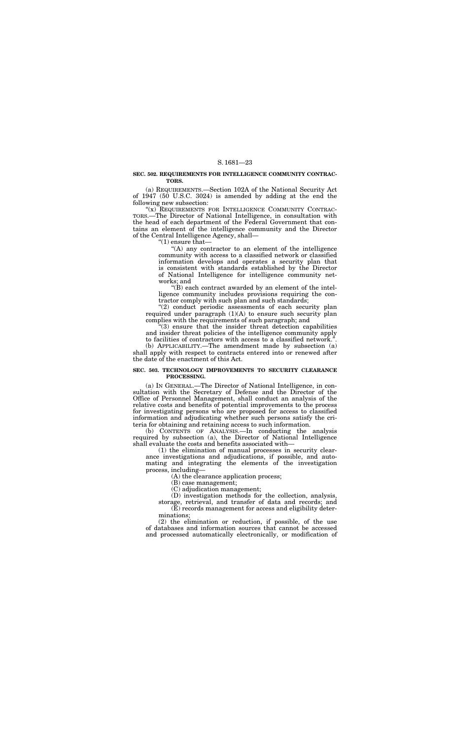**SEC. 502. REQUIREMENTS FOR INTELLIGENCE COMMUNITY CONTRACTORS.**

(a) REQUIREMENTS.—Section 102A of the National Security Act of 1947 (50 U.S.C. 3024) is amended by adding at the end the following new subsection:

"(x) REQUIREMENTS FOR INTELLIGENCE COMMUNITY CONTRACTORS.—The Director of National Intelligence, in consultation with the head of each department of the Federal Government that contains an element of the intelligence community and the Director of the Central Intelligence Agency, shall—

"(1) ensure that—

"(A) any contractor to an element of the intelligence community with access to a classified network or classified information develops and operates a security plan that is consistent with standards established by the Director of National Intelligence for intelligence community networks; and

"(B) each contract awarded by an element of the intelligence community includes provisions requiring the contractor comply with such plan and such standards;

"(2) conduct periodic assessments of each security plan required under paragraph (1)(A) to ensure such security plan complies with the requirements of such paragraph; and

"(3) ensure that the insider threat detection capabilities and insider threat policies of the intelligence community apply to facilities of contractors with access to a classified network.".

(b) APPLICABILITY.—The amendment made by subsection (a) shall apply with respect to contracts entered into or renewed after the date of the enactment of this Act.

**SEC. 503. TECHNOLOGY IMPROVEMENTS TO SECURITY CLEARANCE PROCESSING.**

(a) IN GENERAL.—The Director of National Intelligence, in consultation with the Secretary of Defense and the Director of the Office of Personnel Management, shall conduct an analysis of the relative costs and benefits of potential improvements to the process for investigating persons who are proposed for access to classified information and adjudicating whether such persons satisfy the criteria for obtaining and retaining access to such information.

(b) CONTENTS OF ANALYSIS.—In conducting the analysis required by subsection (a), the Director of National Intelligence shall evaluate the costs and benefits associated with—

(1) the elimination of manual processes in security clearance investigations and adjudications, if possible, and automating and integrating the elements of the investigation process, including—

(A) the clearance application process;

(B) case management;

(C) adjudication management;

(D) investigation methods for the collection, analysis, storage, retrieval, and transfer of data and records; and

(E) records management for access and eligibility determinations;

(2) the elimination or reduction, if possible, of the use of databases and information sources that cannot be accessed and processed automatically electronically, or modification of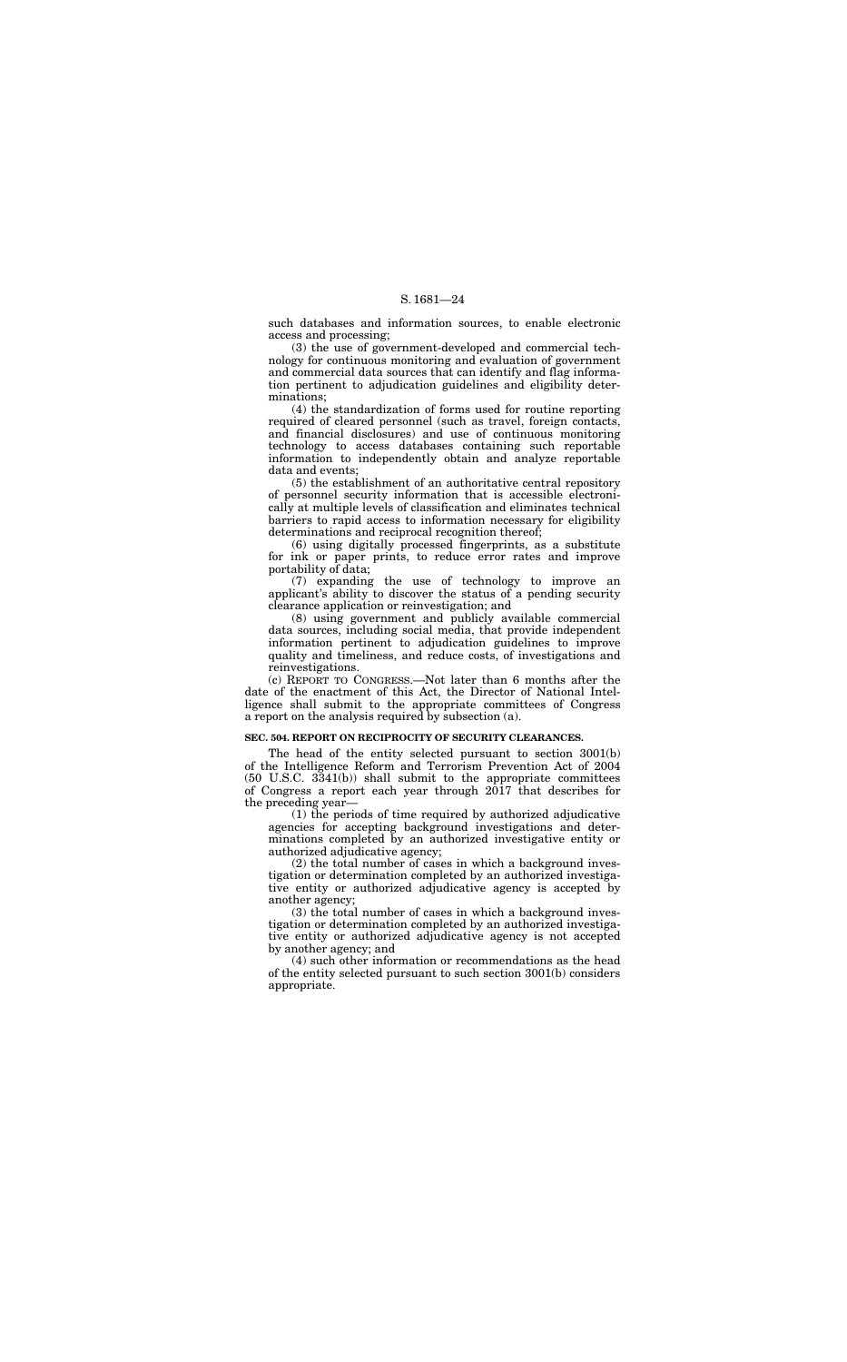such databases and information sources, to enable electronic access and processing;

(3) the use of government-developed and commercial technology for continuous monitoring and evaluation of government and commercial data sources that can identify and flag information pertinent to adjudication guidelines and eligibility determinations;

(4) the standardization of forms used for routine reporting required of cleared personnel (such as travel, foreign contacts, and financial disclosures) and use of continuous monitoring technology to access databases containing such reportable information to independently obtain and analyze reportable data and events;

(5) the establishment of an authoritative central repository of personnel security information that is accessible electronically at multiple levels of classification and eliminates technical barriers to rapid access to information necessary for eligibility determinations and reciprocal recognition thereof;

(6) using digitally processed fingerprints, as a substitute for ink or paper prints, to reduce error rates and improve portability of data;

(7) expanding the use of technology to improve an applicant's ability to discover the status of a pending security clearance application or reinvestigation; and

(8) using government and publicly available commercial data sources, including social media, that provide independent information pertinent to adjudication guidelines to improve quality and timeliness, and reduce costs, of investigations and reinvestigations.

(c) REPORT TO CONGRESS.—Not later than 6 months after the date of the enactment of this Act, the Director of National Intelligence shall submit to the appropriate committees of Congress a report on the analysis required by subsection (a).

**SEC. 504. REPORT ON RECIPROCITY OF SECURITY CLEARANCES.**

The head of the entity selected pursuant to section 3001(b) of the Intelligence Reform and Terrorism Prevention Act of 2004 (50 U.S.C. 3341(b)) shall submit to the appropriate committees of Congress a report each year through 2017 that describes for the preceding year—

(1) the periods of time required by authorized adjudicative agencies for accepting background investigations and determinations completed by an authorized investigative entity or authorized adjudicative agency;

(2) the total number of cases in which a background investigation or determination completed by an authorized investigative entity or authorized adjudicative agency is accepted by another agency;

(3) the total number of cases in which a background investigation or determination completed by an authorized investigative entity or authorized adjudicative agency is not accepted by another agency; and

(4) such other information or recommendations as the head of the entity selected pursuant to such section 3001(b) considers appropriate.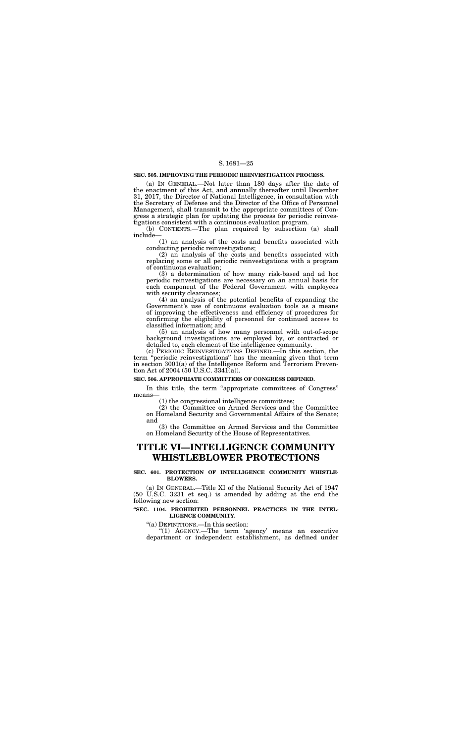**SEC. 505. IMPROVING THE PERIODIC REINVESTIGATION PROCESS.**

(a) IN GENERAL.—Not later than 180 days after the date of the enactment of this Act, and annually thereafter until December 31, 2017, the Director of National Intelligence, in consultation with the Secretary of Defense and the Director of the Office of Personnel Management, shall transmit to the appropriate committees of Congress a strategic plan for updating the process for periodic reinvestigations consistent with a continuous evaluation program.

(b) CONTENTS.—The plan required by subsection (a) shall include—

(1) an analysis of the costs and benefits associated with conducting periodic reinvestigations;

(2) an analysis of the costs and benefits associated with replacing some or all periodic reinvestigations with a program of continuous evaluation;

(3) a determination of how many risk-based and ad hoc periodic reinvestigations are necessary on an annual basis for each component of the Federal Government with employees with security clearances;

(4) an analysis of the potential benefits of expanding the Government's use of continuous evaluation tools as a means of improving the effectiveness and efficiency of procedures for confirming the eligibility of personnel for continued access to classified information; and

(5) an analysis of how many personnel with out-of-scope background investigations are employed by, or contracted or detailed to, each element of the intelligence community.

(c) PERIODIC REINVESTIGATIONS DEFINED.—In this section, the term "periodic reinvestigations" has the meaning given that term in section 3001(a) of the Intelligence Reform and Terrorism Prevention Act of 2004 (50 U.S.C. 3341(a)).

**SEC. 506. APPROPRIATE COMMITTEES OF CONGRESS DEFINED.**

In this title, the term "appropriate committees of Congress" means—

(1) the congressional intelligence committees;

(2) the Committee on Armed Services and the Committee on Homeland Security and Governmental Affairs of the Senate; and

(3) the Committee on Armed Services and the Committee on Homeland Security of the House of Representatives.

# TITLE VI—INTELLIGENCE COMMUNITY WHISTLEBLOWER PROTECTIONS

**SEC. 601. PROTECTION OF INTELLIGENCE COMMUNITY WHISTLEBLOWERS.**

(a) IN GENERAL.—Title XI of the National Security Act of 1947 (50 U.S.C. 3231 et seq.) is amended by adding at the end the following new section:

**"SEC. 1104. PROHIBITED PERSONNEL PRACTICES IN THE INTELLIGENCE COMMUNITY.**

"(a) DEFINITIONS.—In this section:

"(1) AGENCY.—The term 'agency' means an executive department or independent establishment, as defined under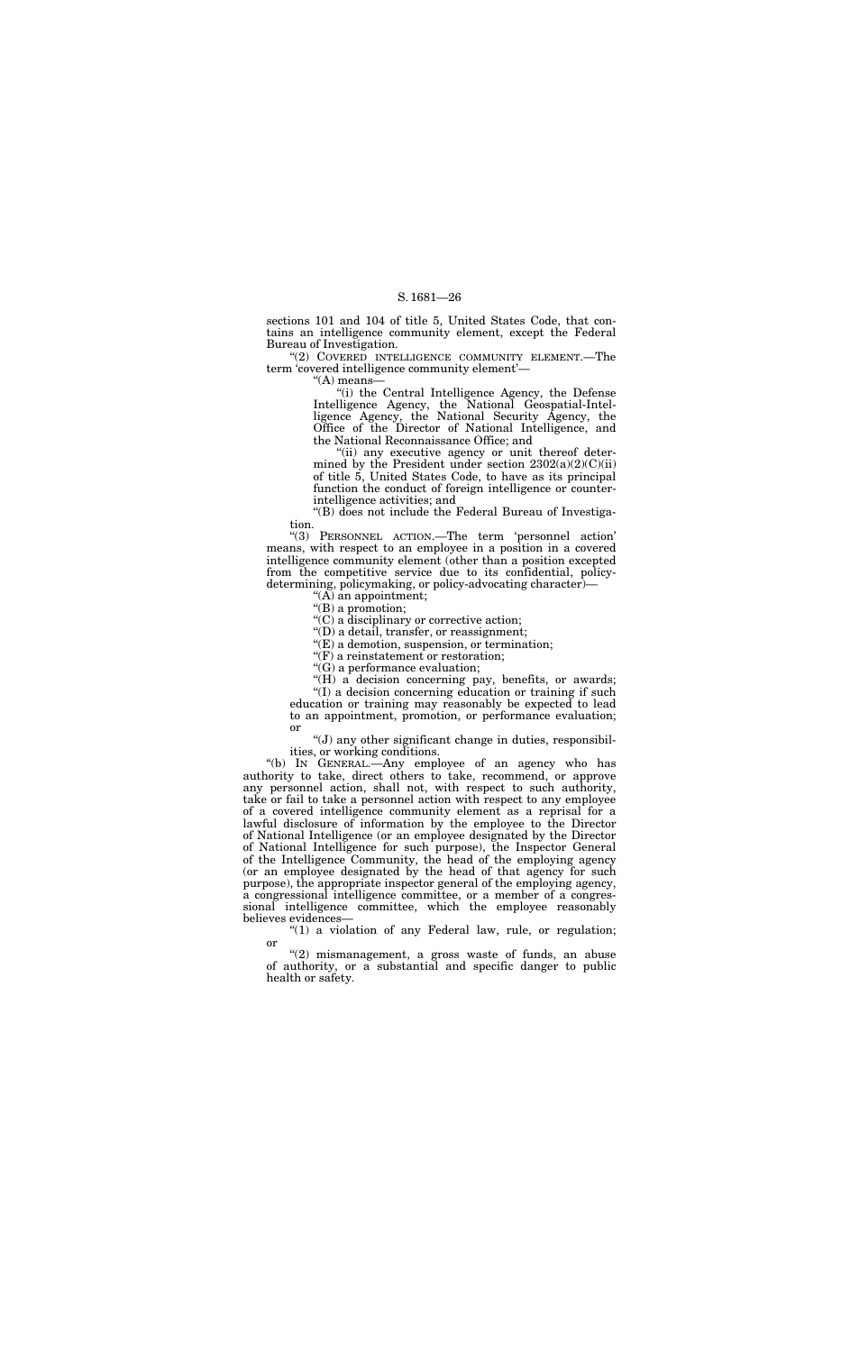sections 101 and 104 of title 5, United States Code, that contains an intelligence community element, except the Federal Bureau of Investigation.

"(2) COVERED INTELLIGENCE COMMUNITY ELEMENT.—The term 'covered intelligence community element'—

"(A) means—

"(i) the Central Intelligence Agency, the Defense Intelligence Agency, the National Geospatial-Intelligence Agency, the National Security Agency, the Office of the Director of National Intelligence, and the National Reconnaissance Office; and

"(ii) any executive agency or unit thereof determined by the President under section 2302(a)(2)(C)(ii) of title 5, United States Code, to have as its principal function the conduct of foreign intelligence or counterintelligence activities; and

"(B) does not include the Federal Bureau of Investigation.

"(3) PERSONNEL ACTION.—The term 'personnel action' means, with respect to an employee in a position in a covered intelligence community element (other than a position excepted from the competitive service due to its confidential, policy-determining, policymaking, or policy-advocating character)—

"(A) an appointment;

"(B) a promotion;

"(C) a disciplinary or corrective action;

"(D) a detail, transfer, or reassignment;

"(E) a demotion, suspension, or termination;

"(F) a reinstatement or restoration;

"(G) a performance evaluation;

"(H) a decision concerning pay, benefits, or awards;

"(I) a decision concerning education or training if such education or training may reasonably be expected to lead to an appointment, promotion, or performance evaluation; or

"(J) any other significant change in duties, responsibilities, or working conditions.

"(b) IN GENERAL.—Any employee of an agency who has authority to take, direct others to take, recommend, or approve any personnel action, shall not, with respect to such authority, take or fail to take a personnel action with respect to any employee of a covered intelligence community element as a reprisal for a lawful disclosure of information by the employee to the Director of National Intelligence (or an employee designated by the Director of National Intelligence for such purpose), the Inspector General of the Intelligence Community, the head of the employing agency (or an employee designated by the head of that agency for such purpose), the appropriate inspector general of the employing agency, a congressional intelligence committee, or a member of a congressional intelligence committee, which the employee reasonably believes evidences—

"(1) a violation of any Federal law, rule, or regulation; or

"(2) mismanagement, a gross waste of funds, an abuse of authority, or a substantial and specific danger to public health or safety.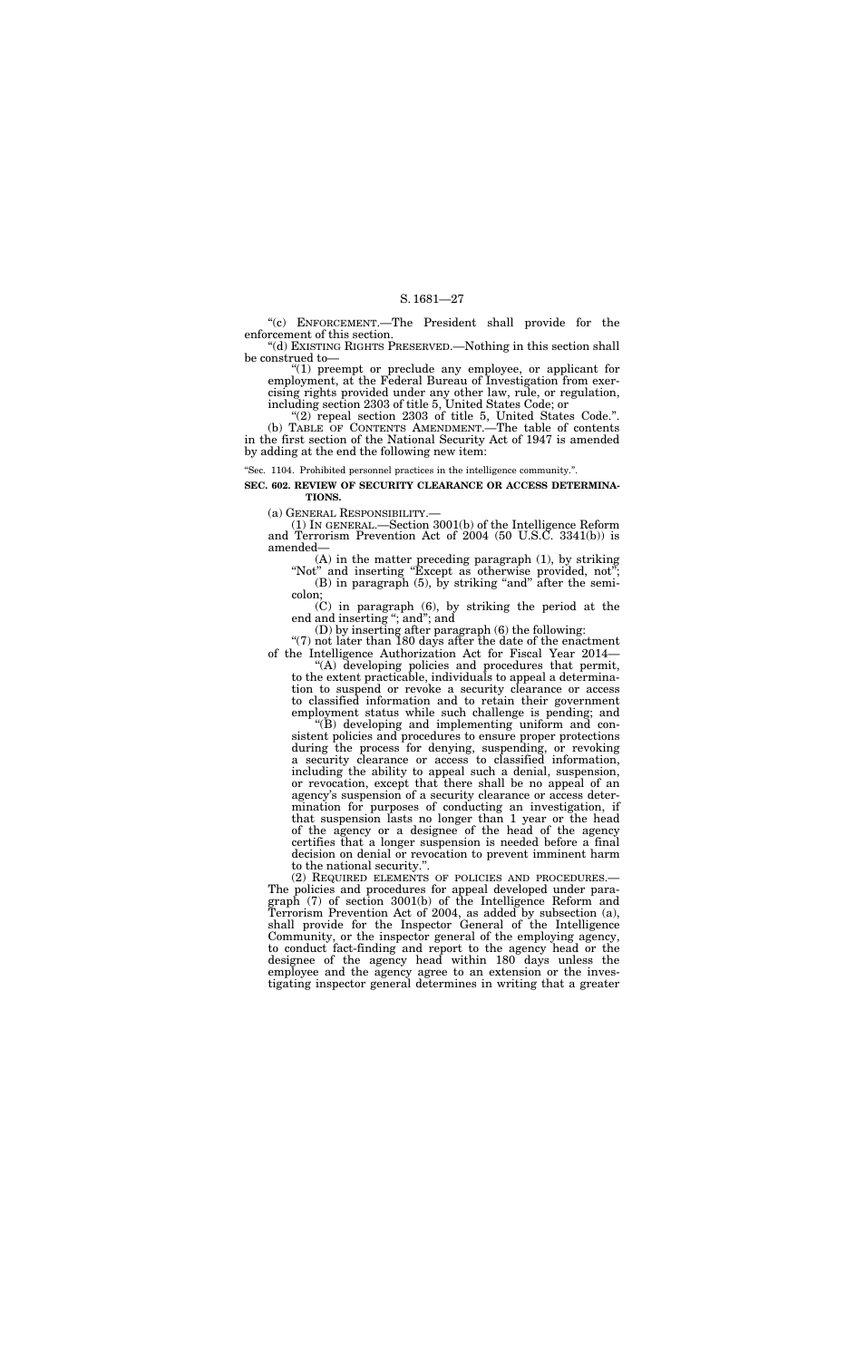"(c) ENFORCEMENT.—The President shall provide for the enforcement of this section.

"(d) EXISTING RIGHTS PRESERVED.—Nothing in this section shall be construed to—

"(1) preempt or preclude any employee, or applicant for employment, at the Federal Bureau of Investigation from exercising rights provided under any other law, rule, or regulation, including section 2303 of title 5, United States Code; or

"(2) repeal section 2303 of title 5, United States Code.".

(b) TABLE OF CONTENTS AMENDMENT.—The table of contents in the first section of the National Security Act of 1947 is amended by adding at the end the following new item:

"Sec. 1104. Prohibited personnel practices in the intelligence community.".

**SEC. 602. REVIEW OF SECURITY CLEARANCE OR ACCESS DETERMINATIONS.**

(a) GENERAL RESPONSIBILITY.—

(1) IN GENERAL.—Section 3001(b) of the Intelligence Reform and Terrorism Prevention Act of 2004 (50 U.S.C. 3341(b)) is amended—

(A) in the matter preceding paragraph (1), by striking "Not" and inserting "Except as otherwise provided, not";

(B) in paragraph (5), by striking "and" after the semicolon;

(C) in paragraph (6), by striking the period at the end and inserting "; and"; and

(D) by inserting after paragraph (6) the following:

"(7) not later than 180 days after the date of the enactment of the Intelligence Authorization Act for Fiscal Year 2014—

"(A) developing policies and procedures that permit, to the extent practicable, individuals to appeal a determination to suspend or revoke a security clearance or access to classified information and to retain their government employment status while such challenge is pending; and

"(B) developing and implementing uniform and consistent policies and procedures to ensure proper protections during the process for denying, suspending, or revoking a security clearance or access to classified information, including the ability to appeal such a denial, suspension, or revocation, except that there shall be no appeal of an agency's suspension of a security clearance or access determination for purposes of conducting an investigation, if that suspension lasts no longer than 1 year or the head of the agency or a designee of the head of the agency certifies that a longer suspension is needed before a final decision on denial or revocation to prevent imminent harm to the national security.".

(2) REQUIRED ELEMENTS OF POLICIES AND PROCEDURES.—The policies and procedures for appeal developed under paragraph (7) of section 3001(b) of the Intelligence Reform and Terrorism Prevention Act of 2004, as added by subsection (a), shall provide for the Inspector General of the Intelligence Community, or the inspector general of the employing agency, to conduct fact-finding and report to the agency head or the designee of the agency head within 180 days unless the employee and the agency agree to an extension or the investigating inspector general determines in writing that a greater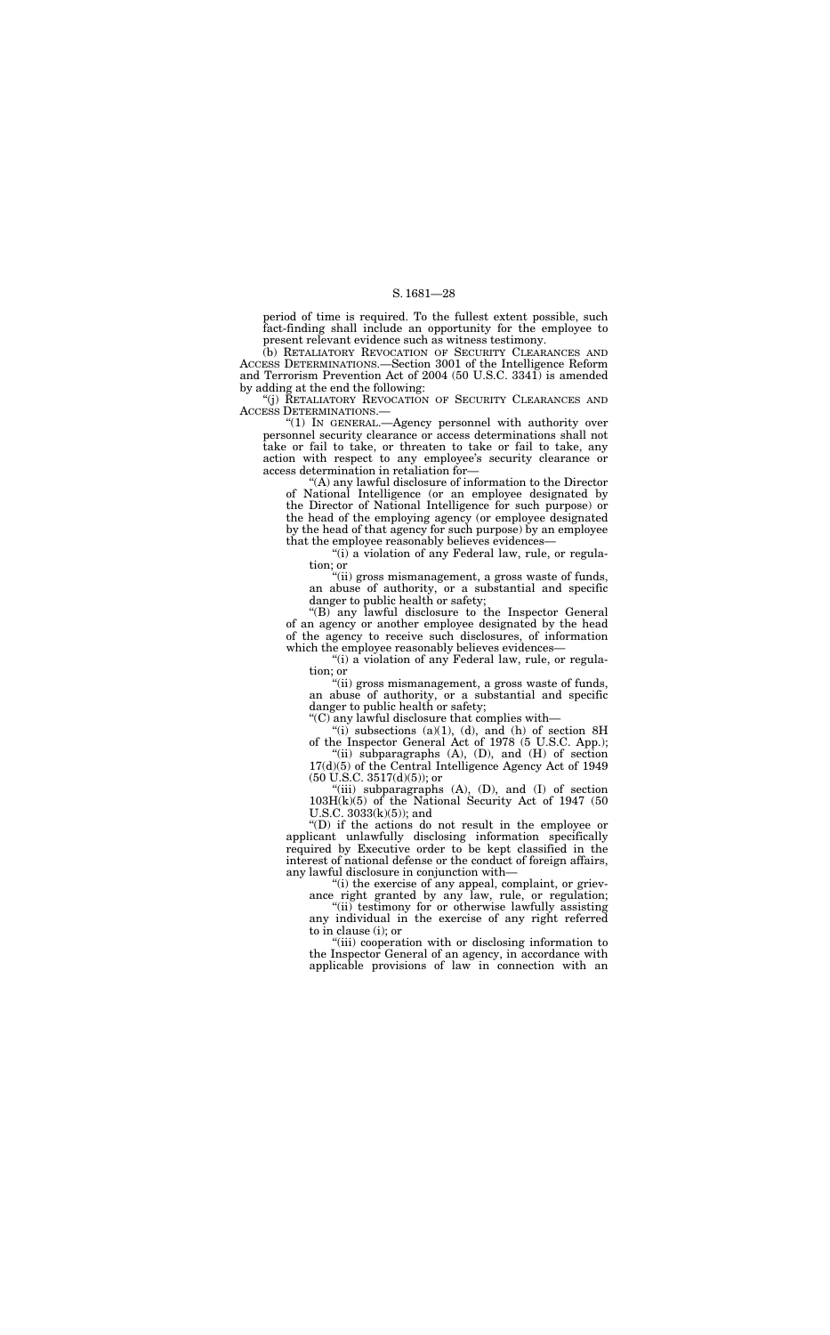period of time is required. To the fullest extent possible, such fact-finding shall include an opportunity for the employee to present relevant evidence such as witness testimony.

(b) RETALIATORY REVOCATION OF SECURITY CLEARANCES AND ACCESS DETERMINATIONS.—Section 3001 of the Intelligence Reform and Terrorism Prevention Act of 2004 (50 U.S.C. 3341) is amended by adding at the end the following:

"(j) RETALIATORY REVOCATION OF SECURITY CLEARANCES AND ACCESS DETERMINATIONS.—

"(1) IN GENERAL.—Agency personnel with authority over personnel security clearance or access determinations shall not take or fail to take, or threaten to take or fail to take, any action with respect to any employee's security clearance or access determination in retaliation for—

"(A) any lawful disclosure of information to the Director of National Intelligence (or an employee designated by the Director of National Intelligence for such purpose) or the head of the employing agency (or employee designated by the head of that agency for such purpose) by an employee that the employee reasonably believes evidences—

"(i) a violation of any Federal law, rule, or regulation; or

"(ii) gross mismanagement, a gross waste of funds, an abuse of authority, or a substantial and specific danger to public health or safety;

"(B) any lawful disclosure to the Inspector General of an agency or another employee designated by the head of the agency to receive such disclosures, of information which the employee reasonably believes evidences—

"(i) a violation of any Federal law, rule, or regulation; or

"(ii) gross mismanagement, a gross waste of funds, an abuse of authority, or a substantial and specific danger to public health or safety;

"(C) any lawful disclosure that complies with—

"(i) subsections (a)(1), (d), and (h) of section 8H of the Inspector General Act of 1978 (5 U.S.C. App.);

"(ii) subparagraphs (A), (D), and (H) of section 17(d)(5) of the Central Intelligence Agency Act of 1949 (50 U.S.C. 3517(d)(5)); or

"(iii) subparagraphs (A), (D), and (I) of section 103H(k)(5) of the National Security Act of 1947 (50 U.S.C. 3033(k)(5)); and

"(D) if the actions do not result in the employee or applicant unlawfully disclosing information specifically required by Executive order to be kept classified in the interest of national defense or the conduct of foreign affairs, any lawful disclosure in conjunction with—

"(i) the exercise of any appeal, complaint, or grievance right granted by any law, rule, or regulation;

"(ii) testimony for or otherwise lawfully assisting any individual in the exercise of any right referred to in clause (i); or

"(iii) cooperation with or disclosing information to the Inspector General of an agency, in accordance with applicable provisions of law in connection with an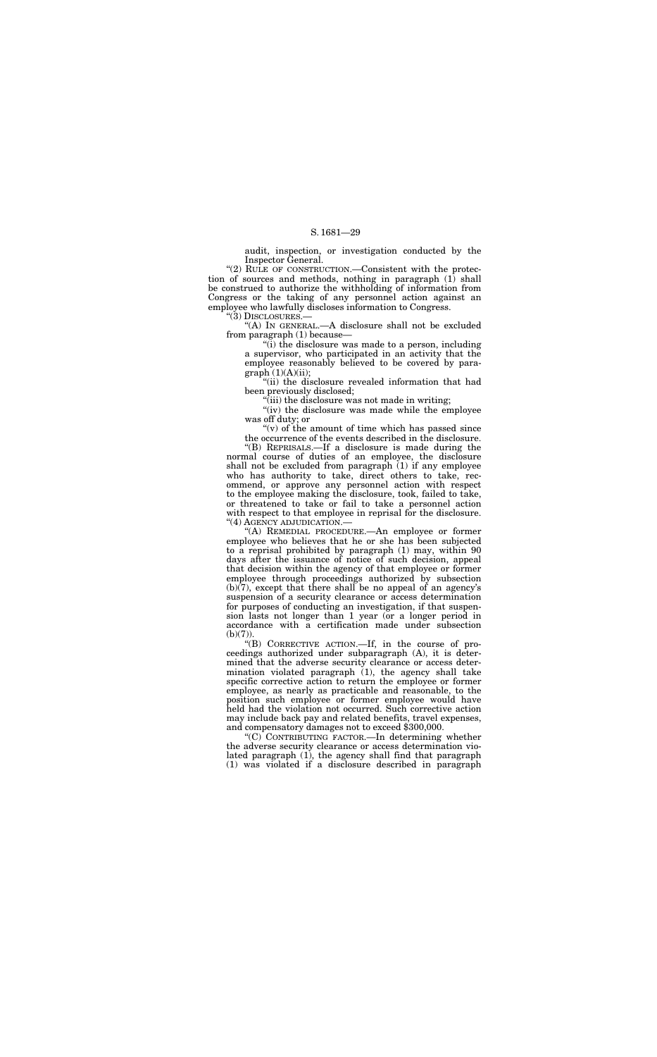audit, inspection, or investigation conducted by the Inspector General.

"(2) RULE OF CONSTRUCTION.—Consistent with the protection of sources and methods, nothing in paragraph (1) shall be construed to authorize the withholding of information from Congress or the taking of any personnel action against an employee who lawfully discloses information to Congress.

"(3) DISCLOSURES.—

"(A) IN GENERAL.—A disclosure shall not be excluded from paragraph (1) because—

"(i) the disclosure was made to a person, including a supervisor, who participated in an activity that the employee reasonably believed to be covered by paragraph (1)(A)(ii);

"(ii) the disclosure revealed information that had been previously disclosed;

"(iii) the disclosure was not made in writing;

"(iv) the disclosure was made while the employee was off duty; or

"(v) of the amount of time which has passed since the occurrence of the events described in the disclosure.

"(B) REPRISALS.—If a disclosure is made during the normal course of duties of an employee, the disclosure shall not be excluded from paragraph (1) if any employee who has authority to take, direct others to take, recommend, or approve any personnel action with respect to the employee making the disclosure, took, failed to take, or threatened to take or fail to take a personnel action with respect to that employee in reprisal for the disclosure.

"(4) AGENCY ADJUDICATION.—

"(A) REMEDIAL PROCEDURE.—An employee or former employee who believes that he or she has been subjected to a reprisal prohibited by paragraph (1) may, within 90 days after the issuance of notice of such decision, appeal that decision within the agency of that employee or former employee through proceedings authorized by subsection (b)(7), except that there shall be no appeal of an agency's suspension of a security clearance or access determination for purposes of conducting an investigation, if that suspension lasts not longer than 1 year (or a longer period in accordance with a certification made under subsection (b)(7)).

"(B) CORRECTIVE ACTION.—If, in the course of proceedings authorized under subparagraph (A), it is determined that the adverse security clearance or access determination violated paragraph (1), the agency shall take specific corrective action to return the employee or former employee, as nearly as practicable and reasonable, to the position such employee or former employee would have held had the violation not occurred. Such corrective action may include back pay and related benefits, travel expenses, and compensatory damages not to exceed $300,000.

"(C) CONTRIBUTING FACTOR.—In determining whether the adverse security clearance or access determination violated paragraph (1), the agency shall find that paragraph (1) was violated if a disclosure described in paragraph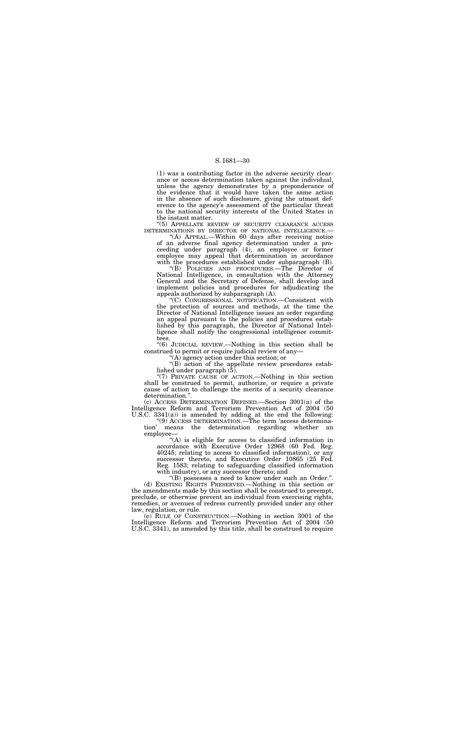(1) was a contributing factor in the adverse security clearance or access determination taken against the individual, unless the agency demonstrates by a preponderance of the evidence that it would have taken the same action in the absence of such disclosure, giving the utmost deference to the agency's assessment of the particular threat to the national security interests of the United States in the instant matter.

"(5) APPELLATE REVIEW OF SECURITY CLEARANCE ACCESS DETERMINATIONS BY DIRECTOR OF NATIONAL INTELLIGENCE.—

"(A) APPEAL.—Within 60 days after receiving notice of an adverse final agency determination under a proceeding under paragraph (4), an employee or former employee may appeal that determination in accordance with the procedures established under subparagraph (B).

"(B) POLICIES AND PROCEDURES.—The Director of National Intelligence, in consultation with the Attorney General and the Secretary of Defense, shall develop and implement policies and procedures for adjudicating the appeals authorized by subparagraph (A).

"(C) CONGRESSIONAL NOTIFICATION.—Consistent with the protection of sources and methods, at the time the Director of National Intelligence issues an order regarding an appeal pursuant to the policies and procedures established by this paragraph, the Director of National Intelligence shall notify the congressional intelligence committees.

"(6) JUDICIAL REVIEW.—Nothing in this section shall be construed to permit or require judicial review of any—

"(A) agency action under this section; or

"(B) action of the appellate review procedures established under paragraph (5).

"(7) PRIVATE CAUSE OF ACTION.—Nothing in this section shall be construed to permit, authorize, or require a private cause of action to challenge the merits of a security clearance determination.".

(c) ACCESS DETERMINATION DEFINED.—Section 3001(a) of the Intelligence Reform and Terrorism Prevention Act of 2004 (50 U.S.C. 3341(a)) is amended by adding at the end the following:

"(9) ACCESS DETERMINATION.—The term 'access determination' means the determination regarding whether an employee—

"(A) is eligible for access to classified information in accordance with Executive Order 12968 (60 Fed. Reg. 40245; relating to access to classified information), or any successor thereto, and Executive Order 10865 (25 Fed. Reg. 1583; relating to safeguarding classified information with industry), or any successor thereto; and

"(B) possesses a need to know under such an Order.".

(d) EXISTING RIGHTS PRESERVED.—Nothing in this section or the amendments made by this section shall be construed to preempt, preclude, or otherwise prevent an individual from exercising rights, remedies, or avenues of redress currently provided under any other law, regulation, or rule.

(e) RULE OF CONSTRUCTION.—Nothing in section 3001 of the Intelligence Reform and Terrorism Prevention Act of 2004 (50 U.S.C. 3341), as amended by this title, shall be construed to require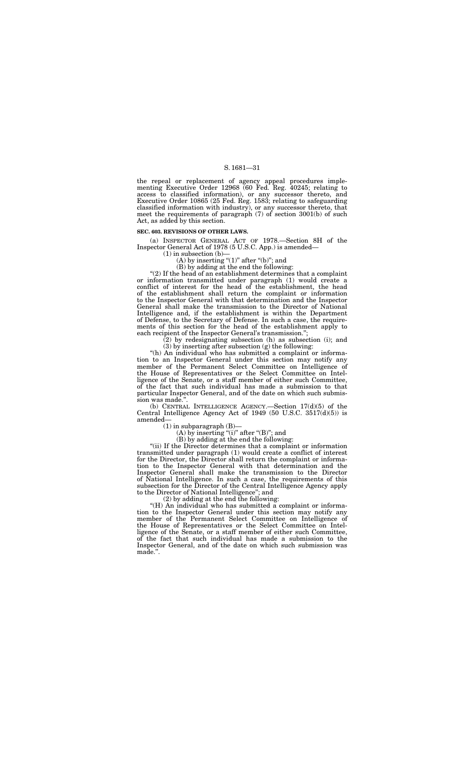the repeal or replacement of agency appeal procedures implementing Executive Order 12968 (60 Fed. Reg. 40245; relating to access to classified information), or any successor thereto, and Executive Order 10865 (25 Fed. Reg. 1583; relating to safeguarding classified information with industry), or any successor thereto, that meet the requirements of paragraph (7) of section 3001(b) of such Act, as added by this section.

**SEC. 603. REVISIONS OF OTHER LAWS.**

(a) INSPECTOR GENERAL ACT OF 1978.—Section 8H of the Inspector General Act of 1978 (5 U.S.C. App.) is amended—

(1) in subsection (b)—

(A) by inserting "(1)" after "(b)"; and

(B) by adding at the end the following:

"(2) If the head of an establishment determines that a complaint or information transmitted under paragraph (1) would create a conflict of interest for the head of the establishment, the head of the establishment shall return the complaint or information to the Inspector General with that determination and the Inspector General shall make the transmission to the Director of National Intelligence and, if the establishment is within the Department of Defense, to the Secretary of Defense. In such a case, the requirements of this section for the head of the establishment apply to each recipient of the Inspector General's transmission.";

(2) by redesignating subsection (h) as subsection (i); and

(3) by inserting after subsection (g) the following:

"(h) An individual who has submitted a complaint or information to an Inspector General under this section may notify any member of the Permanent Select Committee on Intelligence of the House of Representatives or the Select Committee on Intelligence of the Senate, or a staff member of either such Committee, of the fact that such individual has made a submission to that particular Inspector General, and of the date on which such submission was made.".

(b) CENTRAL INTELLIGENCE AGENCY.—Section 17(d)(5) of the Central Intelligence Agency Act of 1949 (50 U.S.C. 3517(d)(5)) is amended—

(1) in subparagraph (B)—

(A) by inserting "(i)" after "(B)"; and

(B) by adding at the end the following:

"(ii) If the Director determines that a complaint or information transmitted under paragraph (1) would create a conflict of interest for the Director, the Director shall return the complaint or information to the Inspector General with that determination and the Inspector General shall make the transmission to the Director of National Intelligence. In such a case, the requirements of this subsection for the Director of the Central Intelligence Agency apply to the Director of National Intelligence"; and

(2) by adding at the end the following:

"(H) An individual who has submitted a complaint or information to the Inspector General under this section may notify any member of the Permanent Select Committee on Intelligence of the House of Representatives or the Select Committee on Intelligence of the Senate, or a staff member of either such Committee, of the fact that such individual has made a submission to the Inspector General, and of the date on which such submission was made.".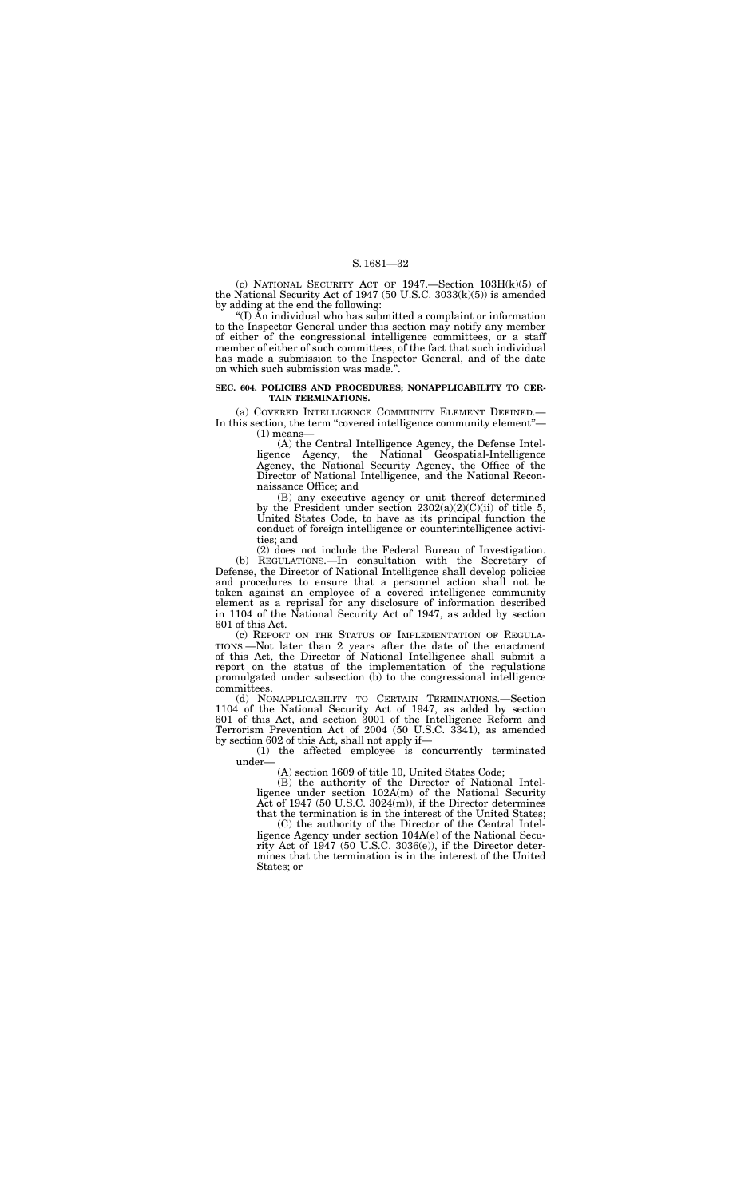(c) NATIONAL SECURITY ACT OF 1947.—Section 103H(k)(5) of the National Security Act of 1947 (50 U.S.C. 3033(k)(5)) is amended by adding at the end the following:

"(I) An individual who has submitted a complaint or information to the Inspector General under this section may notify any member of either of the congressional intelligence committees, or a staff member of either of such committees, of the fact that such individual has made a submission to the Inspector General, and of the date on which such submission was made.".

**SEC. 604. POLICIES AND PROCEDURES; NONAPPLICABILITY TO CERTAIN TERMINATIONS.**

(a) COVERED INTELLIGENCE COMMUNITY ELEMENT DEFINED.—In this section, the term "covered intelligence community element"—

(1) means—

(A) the Central Intelligence Agency, the Defense Intelligence Agency, the National Geospatial-Intelligence Agency, the National Security Agency, the Office of the Director of National Intelligence, and the National Reconnaissance Office; and

(B) any executive agency or unit thereof determined by the President under section 2302(a)(2)(C)(ii) of title 5, United States Code, to have as its principal function the conduct of foreign intelligence or counterintelligence activities; and

(2) does not include the Federal Bureau of Investigation.

(b) REGULATIONS.—In consultation with the Secretary of Defense, the Director of National Intelligence shall develop policies and procedures to ensure that a personnel action shall not be taken against an employee of a covered intelligence community element as a reprisal for any disclosure of information described in 1104 of the National Security Act of 1947, as added by section 601 of this Act.

(c) REPORT ON THE STATUS OF IMPLEMENTATION OF REGULATIONS.—Not later than 2 years after the date of the enactment of this Act, the Director of National Intelligence shall submit a report on the status of the implementation of the regulations promulgated under subsection (b) to the congressional intelligence committees.

(d) NONAPPLICABILITY TO CERTAIN TERMINATIONS.—Section 1104 of the National Security Act of 1947, as added by section 601 of this Act, and section 3001 of the Intelligence Reform and Terrorism Prevention Act of 2004 (50 U.S.C. 3341), as amended by section 602 of this Act, shall not apply if—

(1) the affected employee is concurrently terminated under—

(A) section 1609 of title 10, United States Code;

(B) the authority of the Director of National Intelligence under section 102A(m) of the National Security Act of 1947 (50 U.S.C. 3024(m)), if the Director determines that the termination is in the interest of the United States;

(C) the authority of the Director of the Central Intelligence Agency under section 104A(e) of the National Security Act of 1947 (50 U.S.C. 3036(e)), if the Director determines that the termination is in the interest of the United States; or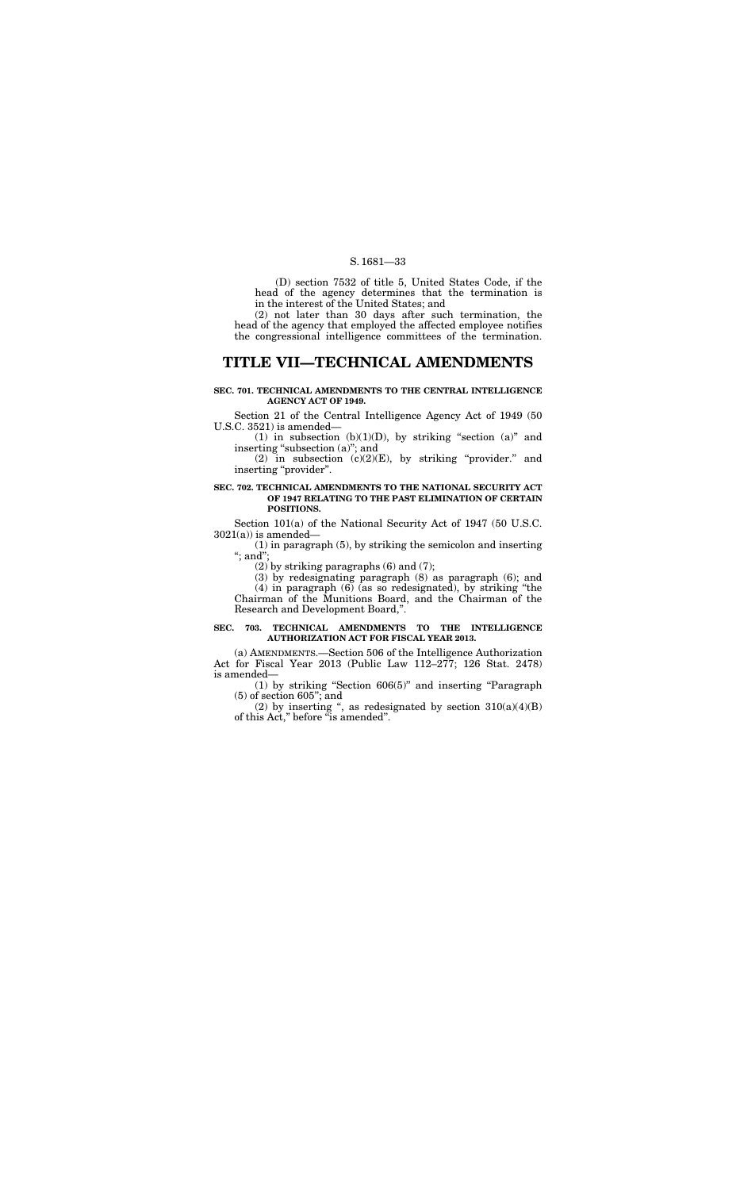(D) section 7532 of title 5, United States Code, if the head of the agency determines that the termination is in the interest of the United States; and

(2) not later than 30 days after such termination, the head of the agency that employed the affected employee notifies the congressional intelligence committees of the termination.

# TITLE VII—TECHNICAL AMENDMENTS

**SEC. 701. TECHNICAL AMENDMENTS TO THE CENTRAL INTELLIGENCE AGENCY ACT OF 1949.**

Section 21 of the Central Intelligence Agency Act of 1949 (50 U.S.C. 3521) is amended—

(1) in subsection (b)(1)(D), by striking "section (a)" and inserting "subsection (a)"; and

(2) in subsection (c)(2)(E), by striking "provider." and inserting "provider".

**SEC. 702. TECHNICAL AMENDMENTS TO THE NATIONAL SECURITY ACT OF 1947 RELATING TO THE PAST ELIMINATION OF CERTAIN POSITIONS.**

Section 101(a) of the National Security Act of 1947 (50 U.S.C. 3021(a)) is amended—

(1) in paragraph (5), by striking the semicolon and inserting "; and";

(2) by striking paragraphs (6) and (7);

(3) by redesignating paragraph (8) as paragraph (6); and

(4) in paragraph (6) (as so redesignated), by striking "the Chairman of the Munitions Board, and the Chairman of the Research and Development Board,".

**SEC. 703. TECHNICAL AMENDMENTS TO THE INTELLIGENCE AUTHORIZATION ACT FOR FISCAL YEAR 2013.**

(a) AMENDMENTS.—Section 506 of the Intelligence Authorization Act for Fiscal Year 2013 (Public Law 112–277; 126 Stat. 2478) is amended—

(1) by striking "Section 606(5)" and inserting "Paragraph (5) of section 605"; and

(2) by inserting ", as redesignated by section 310(a)(4)(B) of this Act," before "is amended".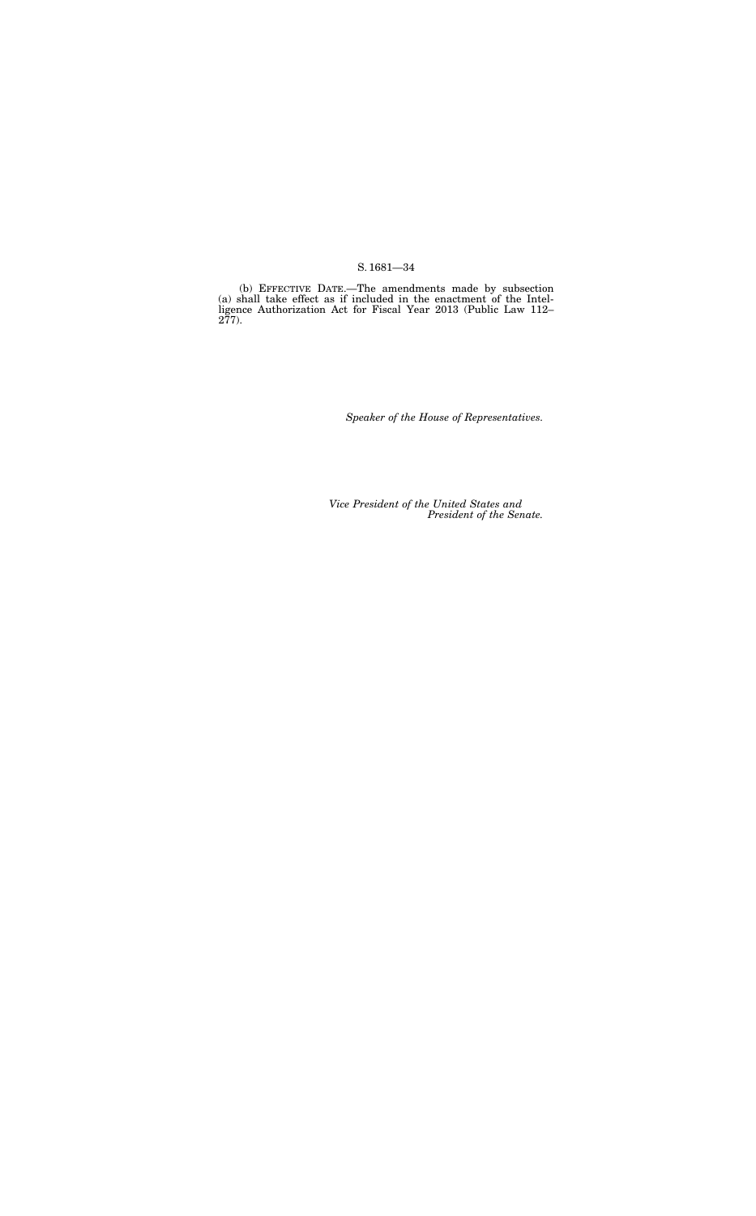(b) EFFECTIVE DATE.—The amendments made by subsection (a) shall take effect as if included in the enactment of the Intelligence Authorization Act for Fiscal Year 2013 (Public Law 112–277).

*Speaker of the House of Representatives.*

*Vice President of the United States and President of the Senate.*